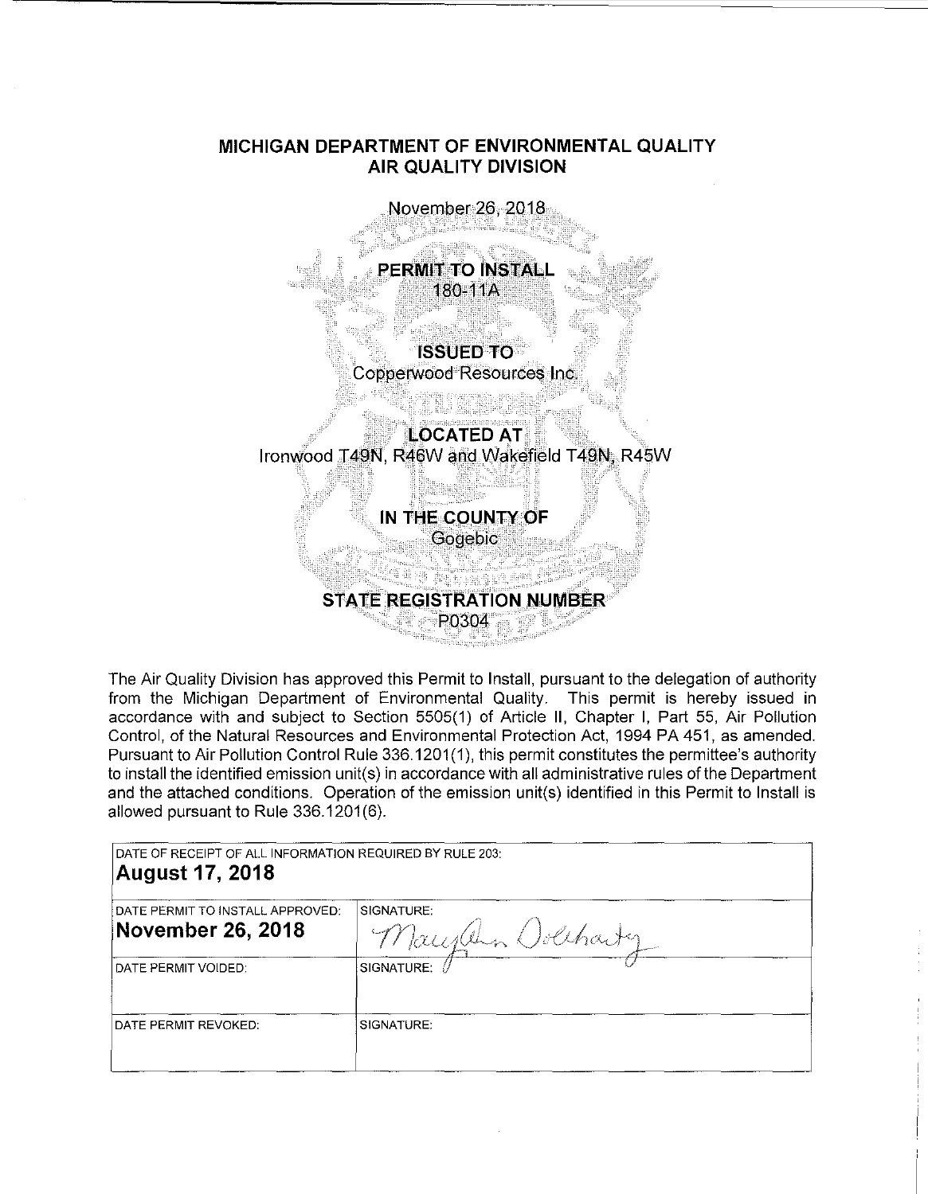# MICHIGAN DEPARTMENT OF ENVIRONMENTAL QUALITY
## AIR QUALITY DIVISION

November 26, 2018

**PERMIT TO INSTALL**
180-11A

**ISSUED TO**
Copperwood Resources Inc.

**LOCATED AT**
Ironwood T49N, R46W and Wakefield T49N, R45W

**IN THE COUNTY OF**
Gogebic

**STATE REGISTRATION NUMBER**
P0304

The Air Quality Division has approved this Permit to Install, pursuant to the delegation of authority from the Michigan Department of Environmental Quality. This permit is hereby issued in accordance with and subject to Section 5505(1) of Article II, Chapter I, Part 55, Air Pollution Control, of the Natural Resources and Environmental Protection Act, 1994 PA 451, as amended. Pursuant to Air Pollution Control Rule 336.1201(1), this permit constitutes the permittee's authority to install the identified emission unit(s) in accordance with all administrative rules of the Department and the attached conditions. Operation of the emission unit(s) identified in this Permit to Install is allowed pursuant to Rule 336.1201(6).

| DATE OF RECEIPT OF ALL INFORMATION REQUIRED BY RULE 203: **August 17, 2018** | |
|---|---|
| DATE PERMIT TO INSTALL APPROVED: **November 26, 2018** | SIGNATURE: Maryann Dolehanty |
| DATE PERMIT VOIDED: | SIGNATURE: |
| DATE PERMIT REVOKED: | SIGNATURE: |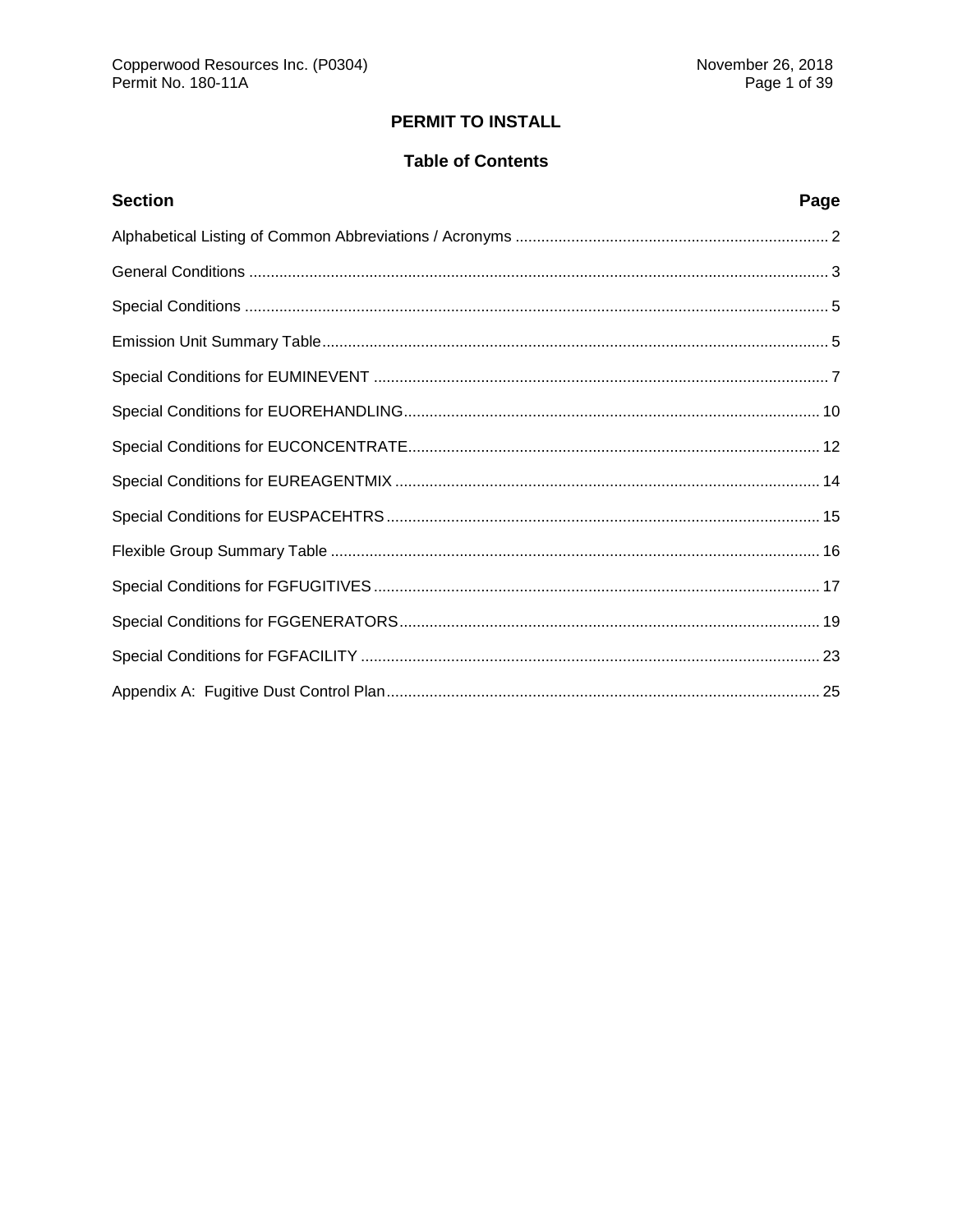# PERMIT TO INSTALL

## Table of Contents

| Section | Page |
| --- | --- |
| Alphabetical Listing of Common Abbreviations / Acronyms | 2 |
| General Conditions | 3 |
| Special Conditions | 5 |
| Emission Unit Summary Table | 5 |
| Special Conditions for EUMINEVENT | 7 |
| Special Conditions for EUOREHANDLING | 10 |
| Special Conditions for EUCONCENTRATE | 12 |
| Special Conditions for EUREAGENTMIX | 14 |
| Special Conditions for EUSPACEHTRS | 15 |
| Flexible Group Summary Table | 16 |
| Special Conditions for FGFUGITIVES | 17 |
| Special Conditions for FGGENERATORS | 19 |
| Special Conditions for FGFACILITY | 23 |
| Appendix A: Fugitive Dust Control Plan | 25 |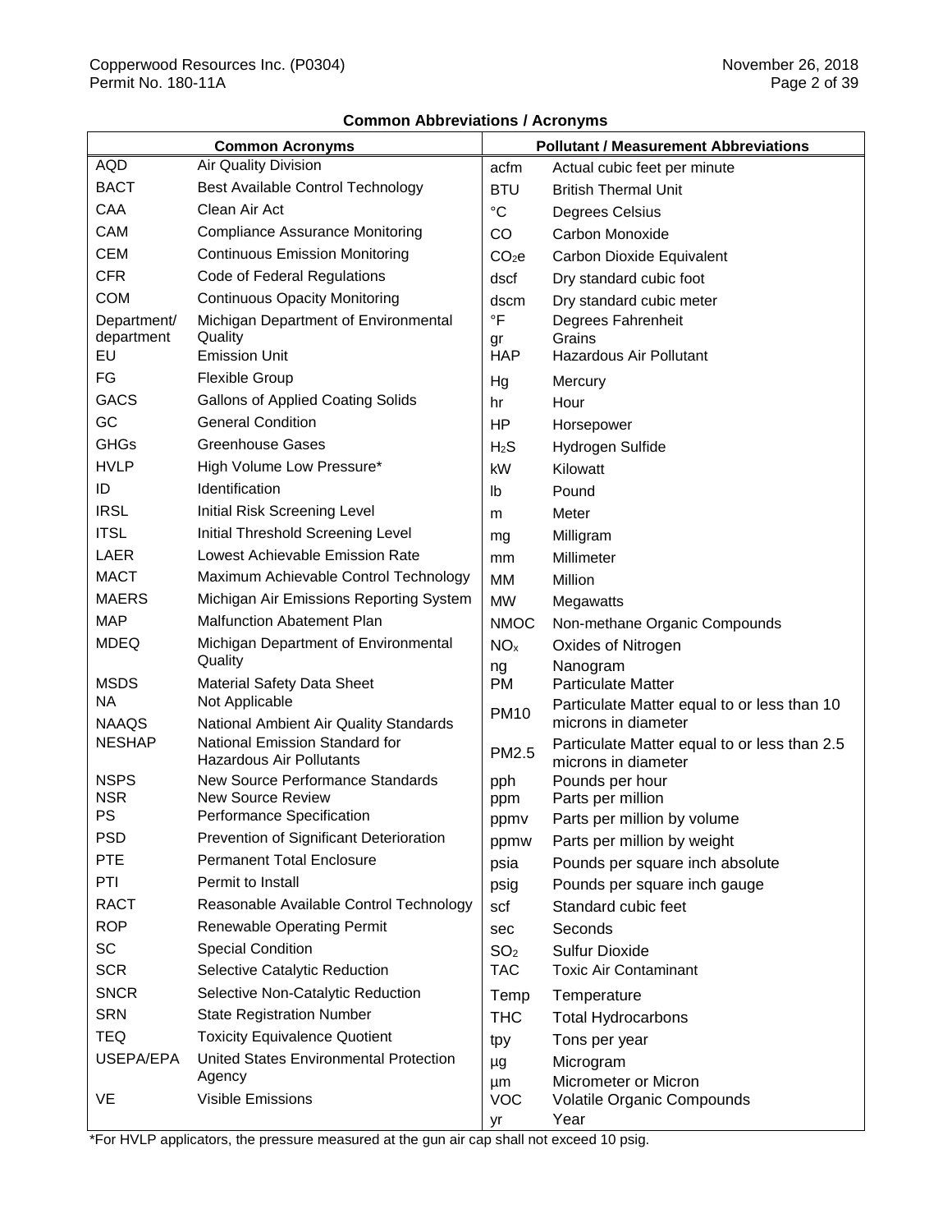**Common Abbreviations / Acronyms**

| Common Acronyms | | Pollutant / Measurement Abbreviations | |
|---|---|---|---|
| AQD | Air Quality Division | acfm | Actual cubic feet per minute |
| BACT | Best Available Control Technology | BTU | British Thermal Unit |
| CAA | Clean Air Act | °C | Degrees Celsius |
| CAM | Compliance Assurance Monitoring | CO | Carbon Monoxide |
| CEM | Continuous Emission Monitoring | $CO_2e$ | Carbon Dioxide Equivalent |
| CFR | Code of Federal Regulations | dscf | Dry standard cubic foot |
| COM | Continuous Opacity Monitoring | dscm | Dry standard cubic meter |
| Department/ department | Michigan Department of Environmental Quality | °F | Degrees Fahrenheit |
| | | gr | Grains |
| EU | Emission Unit | HAP | Hazardous Air Pollutant |
| FG | Flexible Group | Hg | Mercury |
| GACS | Gallons of Applied Coating Solids | hr | Hour |
| GC | General Condition | HP | Horsepower |
| GHGs | Greenhouse Gases | $H_2S$ | Hydrogen Sulfide |
| HVLP | High Volume Low Pressure* | kW | Kilowatt |
| ID | Identification | lb | Pound |
| IRSL | Initial Risk Screening Level | m | Meter |
| ITSL | Initial Threshold Screening Level | mg | Milligram |
| LAER | Lowest Achievable Emission Rate | mm | Millimeter |
| MACT | Maximum Achievable Control Technology | MM | Million |
| MAERS | Michigan Air Emissions Reporting System | MW | Megawatts |
| MAP | Malfunction Abatement Plan | NMOC | Non-methane Organic Compounds |
| MDEQ | Michigan Department of Environmental Quality | $NO_x$ | Oxides of Nitrogen |
| | | ng | Nanogram |
| MSDS | Material Safety Data Sheet | PM | Particulate Matter |
| NA | Not Applicable | PM10 | Particulate Matter equal to or less than 10 microns in diameter |
| NAAQS | National Ambient Air Quality Standards | | |
| NESHAP | National Emission Standard for Hazardous Air Pollutants | PM2.5 | Particulate Matter equal to or less than 2.5 microns in diameter |
| NSPS | New Source Performance Standards | pph | Pounds per hour |
| NSR | New Source Review | ppm | Parts per million |
| PS | Performance Specification | ppmv | Parts per million by volume |
| PSD | Prevention of Significant Deterioration | ppmw | Parts per million by weight |
| PTE | Permanent Total Enclosure | psia | Pounds per square inch absolute |
| PTI | Permit to Install | psig | Pounds per square inch gauge |
| RACT | Reasonable Available Control Technology | scf | Standard cubic feet |
| ROP | Renewable Operating Permit | sec | Seconds |
| SC | Special Condition | $SO_2$ | Sulfur Dioxide |
| SCR | Selective Catalytic Reduction | TAC | Toxic Air Contaminant |
| SNCR | Selective Non-Catalytic Reduction | Temp | Temperature |
| SRN | State Registration Number | THC | Total Hydrocarbons |
| TEQ | Toxicity Equivalence Quotient | tpy | Tons per year |
| USEPA/EPA | United States Environmental Protection Agency | µg | Microgram |
| | | µm | Micrometer or Micron |
| VE | Visible Emissions | VOC | Volatile Organic Compounds |
| | | yr | Year |

*For HVLP applicators, the pressure measured at the gun air cap shall not exceed 10 psig.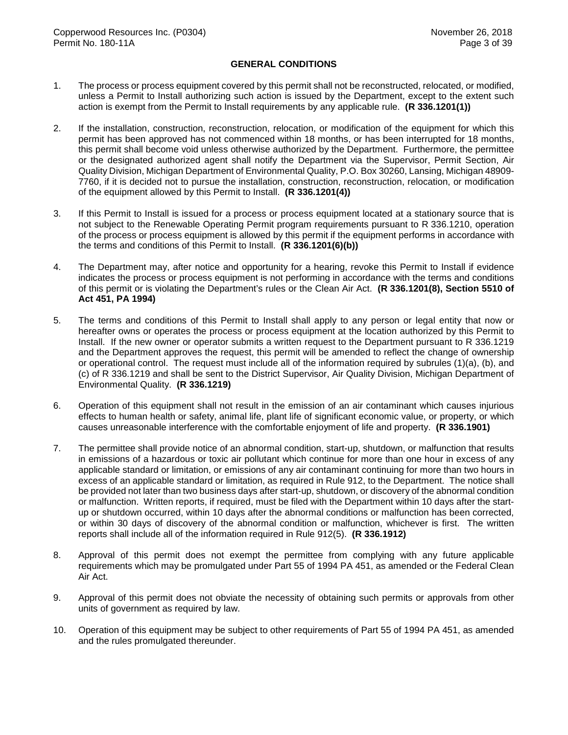## GENERAL CONDITIONS

1. The process or process equipment covered by this permit shall not be reconstructed, relocated, or modified, unless a Permit to Install authorizing such action is issued by the Department, except to the extent such action is exempt from the Permit to Install requirements by any applicable rule. **(R 336.1201(1))**

2. If the installation, construction, reconstruction, relocation, or modification of the equipment for which this permit has been approved has not commenced within 18 months, or has been interrupted for 18 months, this permit shall become void unless otherwise authorized by the Department. Furthermore, the permittee or the designated authorized agent shall notify the Department via the Supervisor, Permit Section, Air Quality Division, Michigan Department of Environmental Quality, P.O. Box 30260, Lansing, Michigan 48909-7760, if it is decided not to pursue the installation, construction, reconstruction, relocation, or modification of the equipment allowed by this Permit to Install. **(R 336.1201(4))**

3. If this Permit to Install is issued for a process or process equipment located at a stationary source that is not subject to the Renewable Operating Permit program requirements pursuant to R 336.1210, operation of the process or process equipment is allowed by this permit if the equipment performs in accordance with the terms and conditions of this Permit to Install. **(R 336.1201(6)(b))**

4. The Department may, after notice and opportunity for a hearing, revoke this Permit to Install if evidence indicates the process or process equipment is not performing in accordance with the terms and conditions of this permit or is violating the Department's rules or the Clean Air Act. **(R 336.1201(8), Section 5510 of Act 451, PA 1994)**

5. The terms and conditions of this Permit to Install shall apply to any person or legal entity that now or hereafter owns or operates the process or process equipment at the location authorized by this Permit to Install. If the new owner or operator submits a written request to the Department pursuant to R 336.1219 and the Department approves the request, this permit will be amended to reflect the change of ownership or operational control. The request must include all of the information required by subrules (1)(a), (b), and (c) of R 336.1219 and shall be sent to the District Supervisor, Air Quality Division, Michigan Department of Environmental Quality. **(R 336.1219)**

6. Operation of this equipment shall not result in the emission of an air contaminant which causes injurious effects to human health or safety, animal life, plant life of significant economic value, or property, or which causes unreasonable interference with the comfortable enjoyment of life and property. **(R 336.1901)**

7. The permittee shall provide notice of an abnormal condition, start-up, shutdown, or malfunction that results in emissions of a hazardous or toxic air pollutant which continue for more than one hour in excess of any applicable standard or limitation, or emissions of any air contaminant continuing for more than two hours in excess of an applicable standard or limitation, as required in Rule 912, to the Department. The notice shall be provided not later than two business days after start-up, shutdown, or discovery of the abnormal condition or malfunction. Written reports, if required, must be filed with the Department within 10 days after the start-up or shutdown occurred, within 10 days after the abnormal conditions or malfunction has been corrected, or within 30 days of discovery of the abnormal condition or malfunction, whichever is first. The written reports shall include all of the information required in Rule 912(5). **(R 336.1912)**

8. Approval of this permit does not exempt the permittee from complying with any future applicable requirements which may be promulgated under Part 55 of 1994 PA 451, as amended or the Federal Clean Air Act.

9. Approval of this permit does not obviate the necessity of obtaining such permits or approvals from other units of government as required by law.

10. Operation of this equipment may be subject to other requirements of Part 55 of 1994 PA 451, as amended and the rules promulgated thereunder.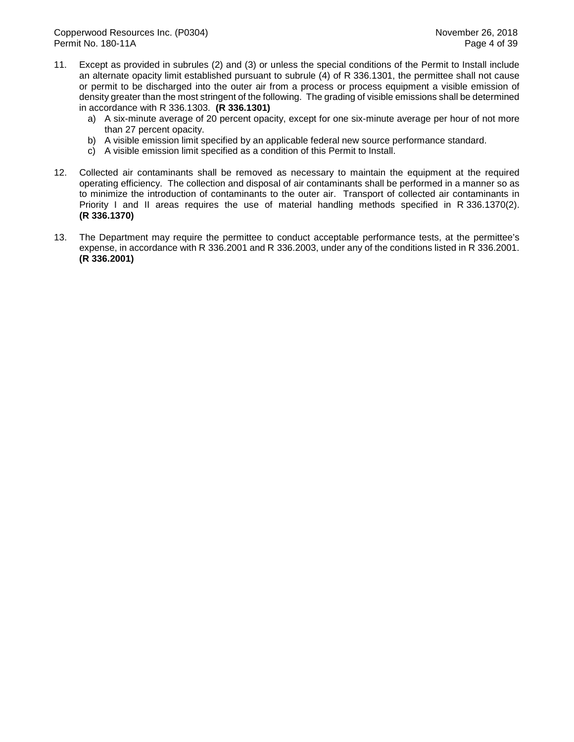11. Except as provided in subrules (2) and (3) or unless the special conditions of the Permit to Install include an alternate opacity limit established pursuant to subrule (4) of R 336.1301, the permittee shall not cause or permit to be discharged into the outer air from a process or process equipment a visible emission of density greater than the most stringent of the following. The grading of visible emissions shall be determined in accordance with R 336.1303. **(R 336.1301)**
    a) A six-minute average of 20 percent opacity, except for one six-minute average per hour of not more than 27 percent opacity.
    b) A visible emission limit specified by an applicable federal new source performance standard.
    c) A visible emission limit specified as a condition of this Permit to Install.

12. Collected air contaminants shall be removed as necessary to maintain the equipment at the required operating efficiency. The collection and disposal of air contaminants shall be performed in a manner so as to minimize the introduction of contaminants to the outer air. Transport of collected air contaminants in Priority I and II areas requires the use of material handling methods specified in R 336.1370(2). **(R 336.1370)**

13. The Department may require the permittee to conduct acceptable performance tests, at the permittee's expense, in accordance with R 336.2001 and R 336.2003, under any of the conditions listed in R 336.2001. **(R 336.2001)**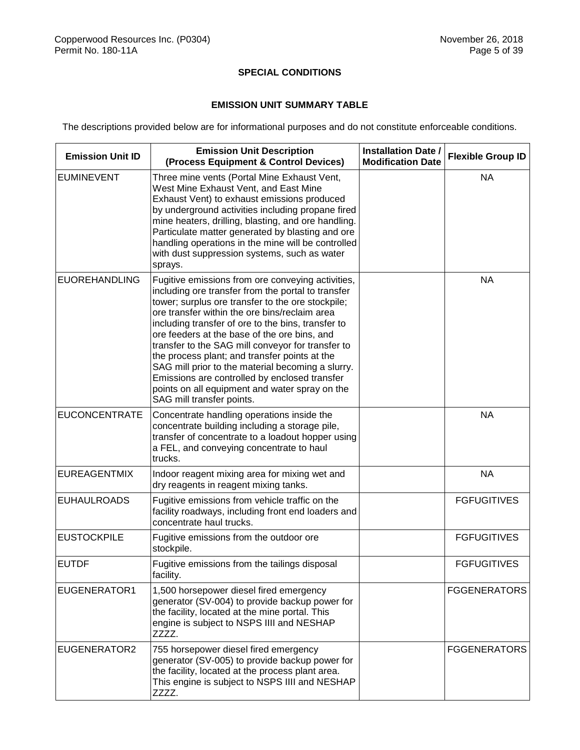## SPECIAL CONDITIONS

### EMISSION UNIT SUMMARY TABLE

The descriptions provided below are for informational purposes and do not constitute enforceable conditions.

| Emission Unit ID | Emission Unit Description (Process Equipment & Control Devices) | Installation Date / Modification Date | Flexible Group ID |
|---|---|---|---|
| EUMINEVENT | Three mine vents (Portal Mine Exhaust Vent, West Mine Exhaust Vent, and East Mine Exhaust Vent) to exhaust emissions produced by underground activities including propane fired mine heaters, drilling, blasting, and ore handling. Particulate matter generated by blasting and ore handling operations in the mine will be controlled with dust suppression systems, such as water sprays. | | NA |
| EUOREHANDLING | Fugitive emissions from ore conveying activities, including ore transfer from the portal to transfer tower; surplus ore transfer to the ore stockpile; ore transfer within the ore bins/reclaim area including transfer of ore to the bins, transfer to ore feeders at the base of the ore bins, and transfer to the SAG mill conveyor for transfer to the process plant; and transfer points at the SAG mill prior to the material becoming a slurry. Emissions are controlled by enclosed transfer points on all equipment and water spray on the SAG mill transfer points. | | NA |
| EUCONCENTRATE | Concentrate handling operations inside the concentrate building including a storage pile, transfer of concentrate to a loadout hopper using a FEL, and conveying concentrate to haul trucks. | | NA |
| EUREAGENTMIX | Indoor reagent mixing area for mixing wet and dry reagents in reagent mixing tanks. | | NA |
| EUHAULROADS | Fugitive emissions from vehicle traffic on the facility roadways, including front end loaders and concentrate haul trucks. | | FGFUGITIVES |
| EUSTOCKPILE | Fugitive emissions from the outdoor ore stockpile. | | FGFUGITIVES |
| EUTDF | Fugitive emissions from the tailings disposal facility. | | FGFUGITIVES |
| EUGENERATOR1 | 1,500 horsepower diesel fired emergency generator (SV-004) to provide backup power for the facility, located at the mine portal. This engine is subject to NSPS IIII and NESHAP ZZZZ. | | FGGENERATORS |
| EUGENERATOR2 | 755 horsepower diesel fired emergency generator (SV-005) to provide backup power for the facility, located at the process plant area. This engine is subject to NSPS IIII and NESHAP ZZZZ. | | FGGENERATORS |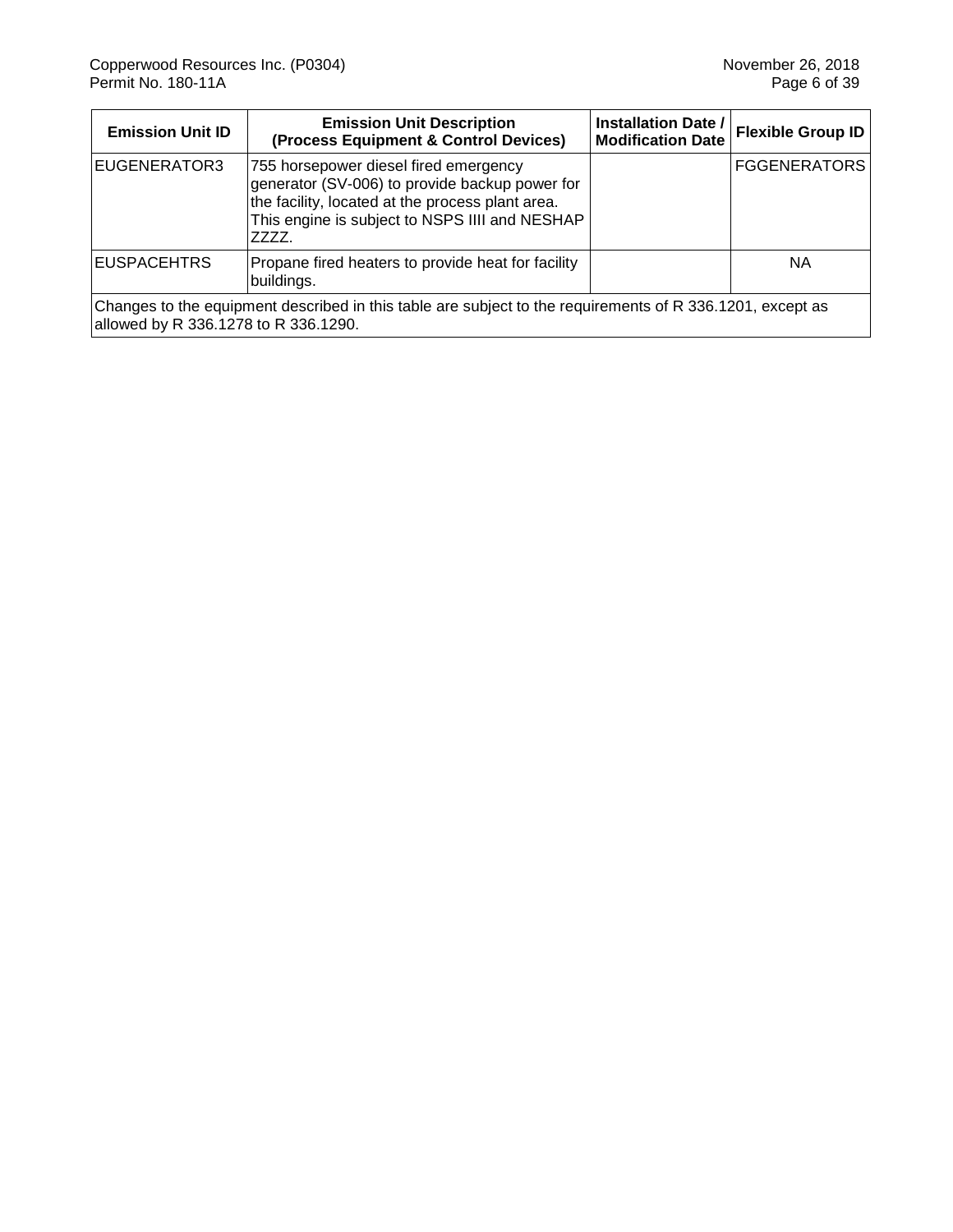| Emission Unit ID | Emission Unit Description (Process Equipment & Control Devices) | Installation Date / Modification Date | Flexible Group ID |
|---|---|---|---|
| EUGENERATOR3 | 755 horsepower diesel fired emergency generator (SV-006) to provide backup power for the facility, located at the process plant area. This engine is subject to NSPS IIII and NESHAP ZZZZ. | | FGGENERATORS |
| EUSPACEHTRS | Propane fired heaters to provide heat for facility buildings. | | NA |

Changes to the equipment described in this table are subject to the requirements of R 336.1201, except as allowed by R 336.1278 to R 336.1290.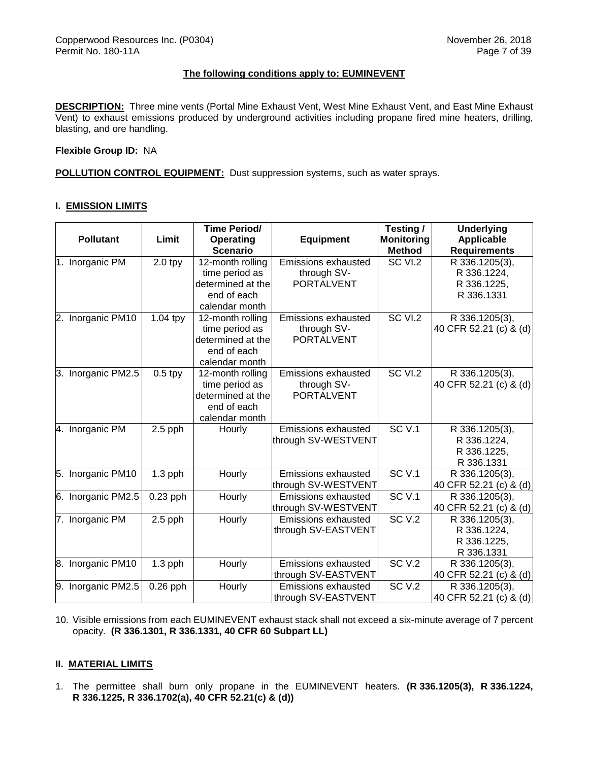**The following conditions apply to: EUMINEVENT**

**DESCRIPTION:** Three mine vents (Portal Mine Exhaust Vent, West Mine Exhaust Vent, and East Mine Exhaust Vent) to exhaust emissions produced by underground activities including propane fired mine heaters, drilling, blasting, and ore handling.

**Flexible Group ID:** NA

**POLLUTION CONTROL EQUIPMENT:** Dust suppression systems, such as water sprays.

## I. EMISSION LIMITS

| Pollutant | Limit | Time Period/ Operating Scenario | Equipment | Testing / Monitoring Method | Underlying Applicable Requirements |
|---|---|---|---|---|---|
| 1. Inorganic PM | 2.0 tpy | 12-month rolling time period as determined at the end of each calendar month | Emissions exhausted through SV-PORTALVENT | SC VI.2 | R 336.1205(3), R 336.1224, R 336.1225, R 336.1331 |
| 2. Inorganic PM10 | 1.04 tpy | 12-month rolling time period as determined at the end of each calendar month | Emissions exhausted through SV-PORTALVENT | SC VI.2 | R 336.1205(3), 40 CFR 52.21 (c) & (d) |
| 3. Inorganic PM2.5 | 0.5 tpy | 12-month rolling time period as determined at the end of each calendar month | Emissions exhausted through SV-PORTALVENT | SC VI.2 | R 336.1205(3), 40 CFR 52.21 (c) & (d) |
| 4. Inorganic PM | 2.5 pph | Hourly | Emissions exhausted through SV-WESTVENT | SC V.1 | R 336.1205(3), R 336.1224, R 336.1225, R 336.1331 |
| 5. Inorganic PM10 | 1.3 pph | Hourly | Emissions exhausted through SV-WESTVENT | SC V.1 | R 336.1205(3), 40 CFR 52.21 (c) & (d) |
| 6. Inorganic PM2.5 | 0.23 pph | Hourly | Emissions exhausted through SV-WESTVENT | SC V.1 | R 336.1205(3), 40 CFR 52.21 (c) & (d) |
| 7. Inorganic PM | 2.5 pph | Hourly | Emissions exhausted through SV-EASTVENT | SC V.2 | R 336.1205(3), R 336.1224, R 336.1225, R 336.1331 |
| 8. Inorganic PM10 | 1.3 pph | Hourly | Emissions exhausted through SV-EASTVENT | SC V.2 | R 336.1205(3), 40 CFR 52.21 (c) & (d) |
| 9. Inorganic PM2.5 | 0.26 pph | Hourly | Emissions exhausted through SV-EASTVENT | SC V.2 | R 336.1205(3), 40 CFR 52.21 (c) & (d) |

10. Visible emissions from each EUMINEVENT exhaust stack shall not exceed a six-minute average of 7 percent opacity. **(R 336.1301, R 336.1331, 40 CFR 60 Subpart LL)**

## II. MATERIAL LIMITS

1. The permittee shall burn only propane in the EUMINEVENT heaters. **(R 336.1205(3), R 336.1224, R 336.1225, R 336.1702(a), 40 CFR 52.21(c) & (d))**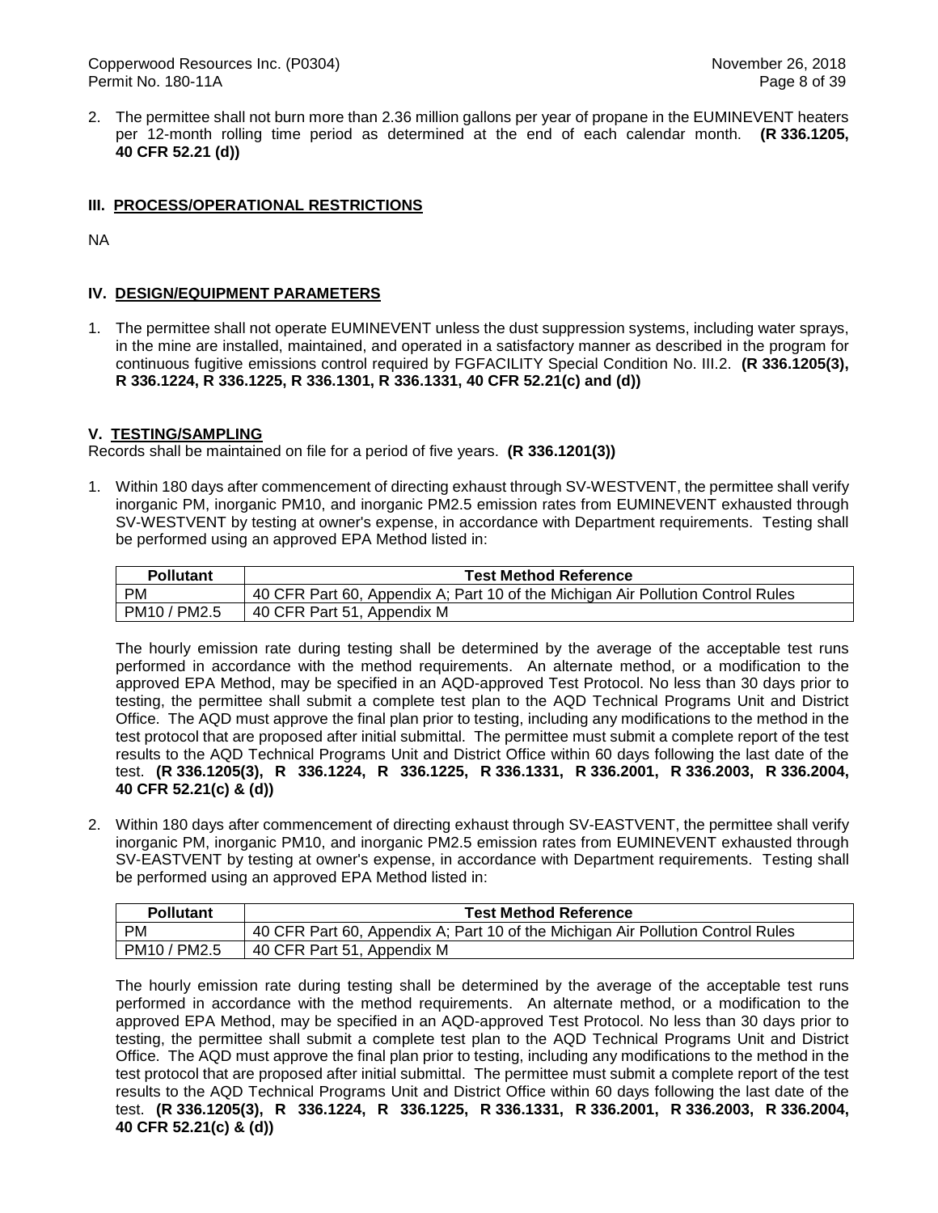2. The permittee shall not burn more than 2.36 million gallons per year of propane in the EUMINEVENT heaters per 12-month rolling time period as determined at the end of each calendar month. **(R 336.1205, 40 CFR 52.21 (d))**

## III. PROCESS/OPERATIONAL RESTRICTIONS

NA

## IV. DESIGN/EQUIPMENT PARAMETERS

1. The permittee shall not operate EUMINEVENT unless the dust suppression systems, including water sprays, in the mine are installed, maintained, and operated in a satisfactory manner as described in the program for continuous fugitive emissions control required by FGFACILITY Special Condition No. III.2. **(R 336.1205(3), R 336.1224, R 336.1225, R 336.1301, R 336.1331, 40 CFR 52.21(c) and (d))**

## V. TESTING/SAMPLING

Records shall be maintained on file for a period of five years. **(R 336.1201(3))**

1. Within 180 days after commencement of directing exhaust through SV-WESTVENT, the permittee shall verify inorganic PM, inorganic PM10, and inorganic PM2.5 emission rates from EUMINEVENT exhausted through SV-WESTVENT by testing at owner's expense, in accordance with Department requirements. Testing shall be performed using an approved EPA Method listed in:

| Pollutant | Test Method Reference |
|---|---|
| PM | 40 CFR Part 60, Appendix A; Part 10 of the Michigan Air Pollution Control Rules |
| PM10 / PM2.5 | 40 CFR Part 51, Appendix M |

   The hourly emission rate during testing shall be determined by the average of the acceptable test runs performed in accordance with the method requirements. An alternate method, or a modification to the approved EPA Method, may be specified in an AQD-approved Test Protocol. No less than 30 days prior to testing, the permittee shall submit a complete test plan to the AQD Technical Programs Unit and District Office. The AQD must approve the final plan prior to testing, including any modifications to the method in the test protocol that are proposed after initial submittal. The permittee must submit a complete report of the test results to the AQD Technical Programs Unit and District Office within 60 days following the last date of the test. **(R 336.1205(3), R 336.1224, R 336.1225, R 336.1331, R 336.2001, R 336.2003, R 336.2004, 40 CFR 52.21(c) & (d))**

2. Within 180 days after commencement of directing exhaust through SV-EASTVENT, the permittee shall verify inorganic PM, inorganic PM10, and inorganic PM2.5 emission rates from EUMINEVENT exhausted through SV-EASTVENT by testing at owner's expense, in accordance with Department requirements. Testing shall be performed using an approved EPA Method listed in:

| Pollutant | Test Method Reference |
|---|---|
| PM | 40 CFR Part 60, Appendix A; Part 10 of the Michigan Air Pollution Control Rules |
| PM10 / PM2.5 | 40 CFR Part 51, Appendix M |

   The hourly emission rate during testing shall be determined by the average of the acceptable test runs performed in accordance with the method requirements. An alternate method, or a modification to the approved EPA Method, may be specified in an AQD-approved Test Protocol. No less than 30 days prior to testing, the permittee shall submit a complete test plan to the AQD Technical Programs Unit and District Office. The AQD must approve the final plan prior to testing, including any modifications to the method in the test protocol that are proposed after initial submittal. The permittee must submit a complete report of the test results to the AQD Technical Programs Unit and District Office within 60 days following the last date of the test. **(R 336.1205(3), R 336.1224, R 336.1225, R 336.1331, R 336.2001, R 336.2003, R 336.2004, 40 CFR 52.21(c) & (d))**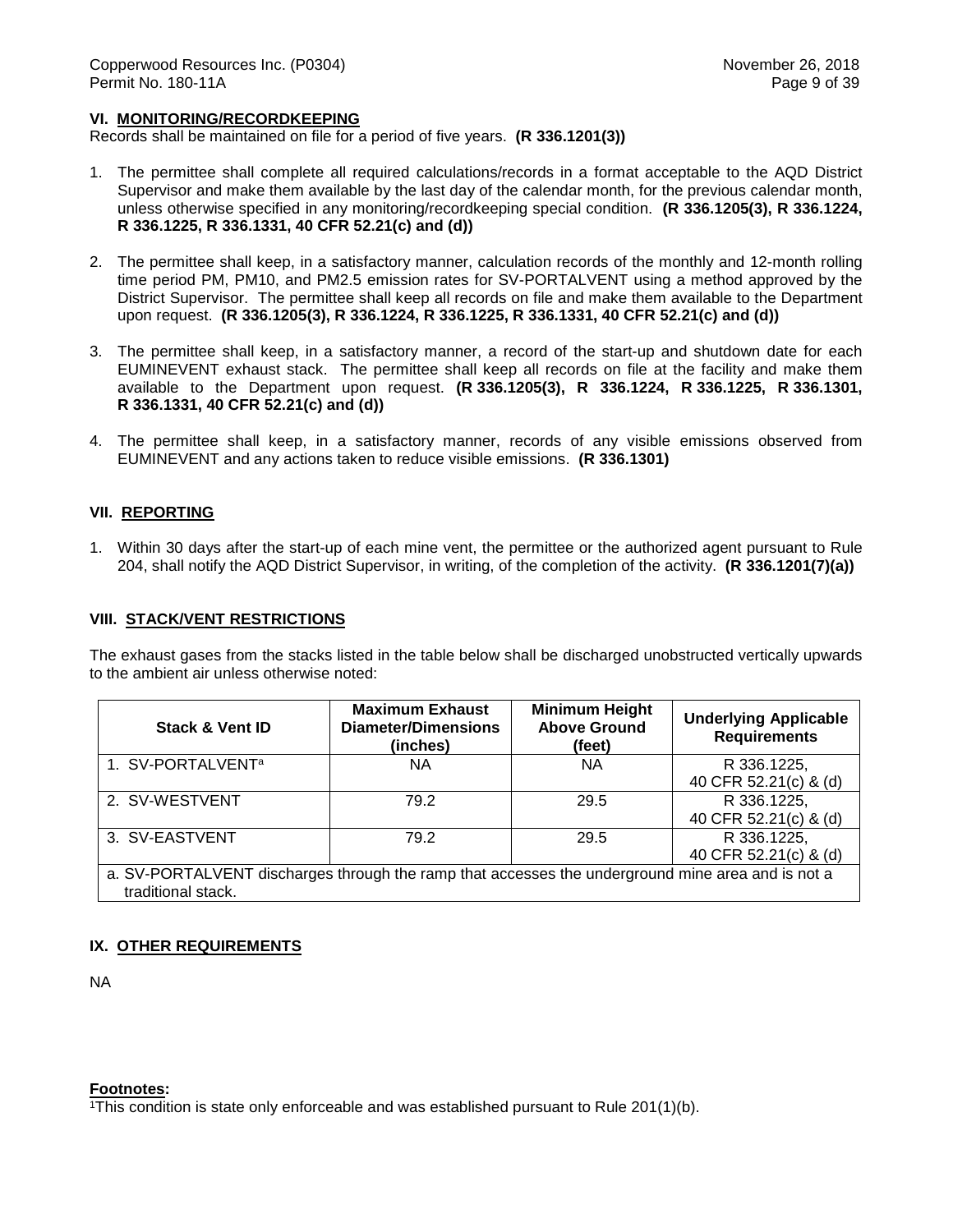## VI. MONITORING/RECORDKEEPING

Records shall be maintained on file for a period of five years. **(R 336.1201(3))**

1. The permittee shall complete all required calculations/records in a format acceptable to the AQD District Supervisor and make them available by the last day of the calendar month, for the previous calendar month, unless otherwise specified in any monitoring/recordkeeping special condition. **(R 336.1205(3), R 336.1224, R 336.1225, R 336.1331, 40 CFR 52.21(c) and (d))**

2. The permittee shall keep, in a satisfactory manner, calculation records of the monthly and 12-month rolling time period PM, PM10, and PM2.5 emission rates for SV-PORTALVENT using a method approved by the District Supervisor. The permittee shall keep all records on file and make them available to the Department upon request. **(R 336.1205(3), R 336.1224, R 336.1225, R 336.1331, 40 CFR 52.21(c) and (d))**

3. The permittee shall keep, in a satisfactory manner, a record of the start-up and shutdown date for each EUMINEVENT exhaust stack. The permittee shall keep all records on file at the facility and make them available to the Department upon request. **(R 336.1205(3), R 336.1224, R 336.1225, R 336.1301, R 336.1331, 40 CFR 52.21(c) and (d))**

4. The permittee shall keep, in a satisfactory manner, records of any visible emissions observed from EUMINEVENT and any actions taken to reduce visible emissions. **(R 336.1301)**

## VII. REPORTING

1. Within 30 days after the start-up of each mine vent, the permittee or the authorized agent pursuant to Rule 204, shall notify the AQD District Supervisor, in writing, of the completion of the activity. **(R 336.1201(7)(a))**

## VIII. STACK/VENT RESTRICTIONS

The exhaust gases from the stacks listed in the table below shall be discharged unobstructed vertically upwards to the ambient air unless otherwise noted:

| Stack & Vent ID | Maximum Exhaust Diameter/Dimensions (inches) | Minimum Height Above Ground (feet) | Underlying Applicable Requirements |
|---|---|---|---|
| 1. SV-PORTALVENT[a] | NA | NA | R 336.1225, 40 CFR 52.21(c) & (d) |
| 2. SV-WESTVENT | 79.2 | 29.5 | R 336.1225, 40 CFR 52.21(c) & (d) |
| 3. SV-EASTVENT | 79.2 | 29.5 | R 336.1225, 40 CFR 52.21(c) & (d) |

a. SV-PORTALVENT discharges through the ramp that accesses the underground mine area and is not a traditional stack.

## IX. OTHER REQUIREMENTS

NA

**Footnotes:**

[1]This condition is state only enforceable and was established pursuant to Rule 201(1)(b).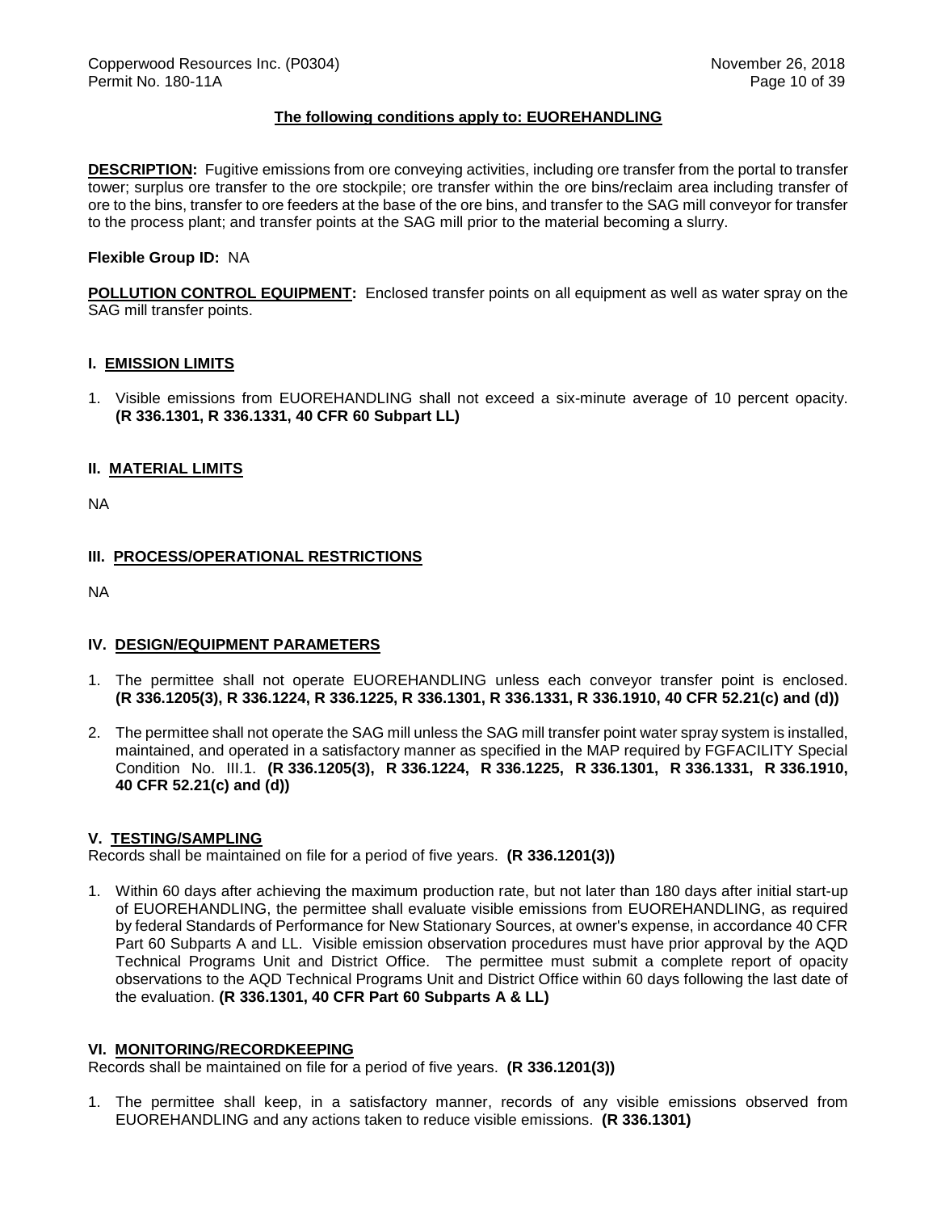**The following conditions apply to: EUOREHANDLING**

**DESCRIPTION:** Fugitive emissions from ore conveying activities, including ore transfer from the portal to transfer tower; surplus ore transfer to the ore stockpile; ore transfer within the ore bins/reclaim area including transfer of ore to the bins, transfer to ore feeders at the base of the ore bins, and transfer to the SAG mill conveyor for transfer to the process plant; and transfer points at the SAG mill prior to the material becoming a slurry.

**Flexible Group ID:** NA

**POLLUTION CONTROL EQUIPMENT:** Enclosed transfer points on all equipment as well as water spray on the SAG mill transfer points.

## I. EMISSION LIMITS

1. Visible emissions from EUOREHANDLING shall not exceed a six-minute average of 10 percent opacity. **(R 336.1301, R 336.1331, 40 CFR 60 Subpart LL)**

## II. MATERIAL LIMITS

NA

## III. PROCESS/OPERATIONAL RESTRICTIONS

NA

## IV. DESIGN/EQUIPMENT PARAMETERS

1. The permittee shall not operate EUOREHANDLING unless each conveyor transfer point is enclosed. **(R 336.1205(3), R 336.1224, R 336.1225, R 336.1301, R 336.1331, R 336.1910, 40 CFR 52.21(c) and (d))**

2. The permittee shall not operate the SAG mill unless the SAG mill transfer point water spray system is installed, maintained, and operated in a satisfactory manner as specified in the MAP required by FGFACILITY Special Condition No. III.1. **(R 336.1205(3), R 336.1224, R 336.1225, R 336.1301, R 336.1331, R 336.1910, 40 CFR 52.21(c) and (d))**

## V. TESTING/SAMPLING

Records shall be maintained on file for a period of five years. **(R 336.1201(3))**

1. Within 60 days after achieving the maximum production rate, but not later than 180 days after initial start-up of EUOREHANDLING, the permittee shall evaluate visible emissions from EUOREHANDLING, as required by federal Standards of Performance for New Stationary Sources, at owner's expense, in accordance 40 CFR Part 60 Subparts A and LL. Visible emission observation procedures must have prior approval by the AQD Technical Programs Unit and District Office. The permittee must submit a complete report of opacity observations to the AQD Technical Programs Unit and District Office within 60 days following the last date of the evaluation. **(R 336.1301, 40 CFR Part 60 Subparts A & LL)**

## VI. MONITORING/RECORDKEEPING

Records shall be maintained on file for a period of five years. **(R 336.1201(3))**

1. The permittee shall keep, in a satisfactory manner, records of any visible emissions observed from EUOREHANDLING and any actions taken to reduce visible emissions. **(R 336.1301)**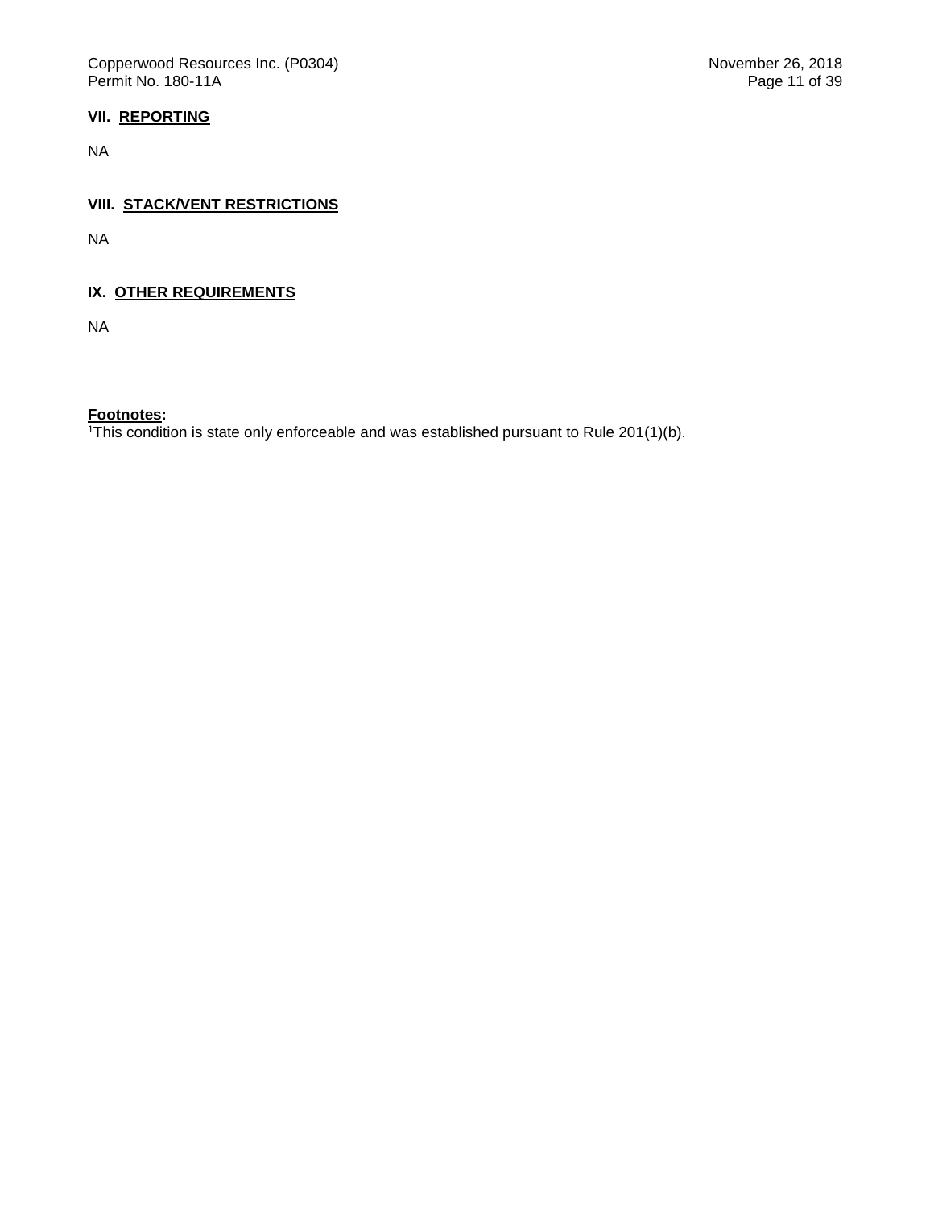## VII. REPORTING

NA

## VIII. STACK/VENT RESTRICTIONS

NA

## IX. OTHER REQUIREMENTS

NA

**Footnotes:**

[1]This condition is state only enforceable and was established pursuant to Rule 201(1)(b).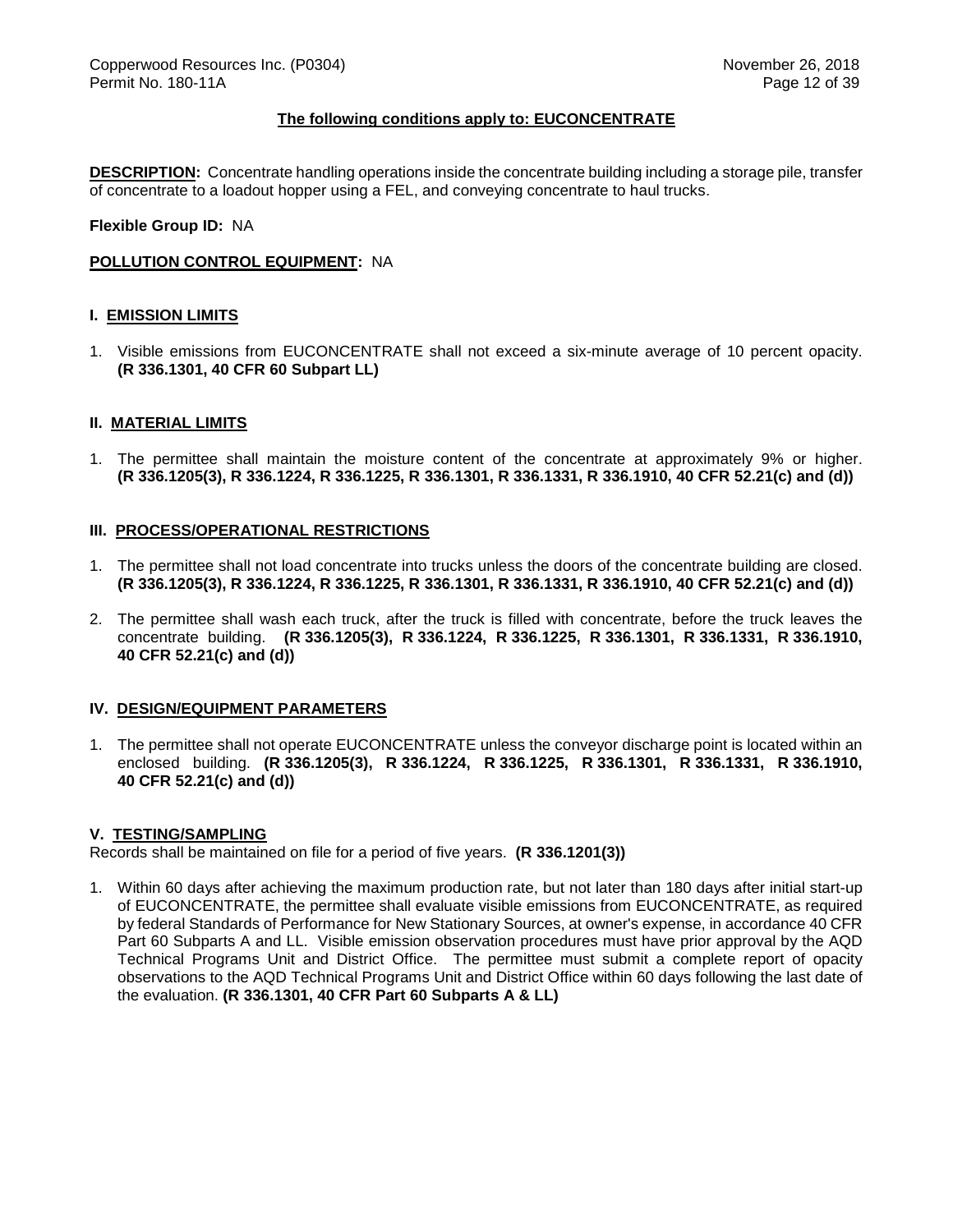**The following conditions apply to: EUCONCENTRATE**

**DESCRIPTION:** Concentrate handling operations inside the concentrate building including a storage pile, transfer of concentrate to a loadout hopper using a FEL, and conveying concentrate to haul trucks.

**Flexible Group ID:** NA

**POLLUTION CONTROL EQUIPMENT:** NA

## I. EMISSION LIMITS

1. Visible emissions from EUCONCENTRATE shall not exceed a six-minute average of 10 percent opacity. **(R 336.1301, 40 CFR 60 Subpart LL)**

## II. MATERIAL LIMITS

1. The permittee shall maintain the moisture content of the concentrate at approximately 9% or higher. **(R 336.1205(3), R 336.1224, R 336.1225, R 336.1301, R 336.1331, R 336.1910, 40 CFR 52.21(c) and (d))**

## III. PROCESS/OPERATIONAL RESTRICTIONS

1. The permittee shall not load concentrate into trucks unless the doors of the concentrate building are closed. **(R 336.1205(3), R 336.1224, R 336.1225, R 336.1301, R 336.1331, R 336.1910, 40 CFR 52.21(c) and (d))**
2. The permittee shall wash each truck, after the truck is filled with concentrate, before the truck leaves the concentrate building. **(R 336.1205(3), R 336.1224, R 336.1225, R 336.1301, R 336.1331, R 336.1910, 40 CFR 52.21(c) and (d))**

## IV. DESIGN/EQUIPMENT PARAMETERS

1. The permittee shall not operate EUCONCENTRATE unless the conveyor discharge point is located within an enclosed building. **(R 336.1205(3), R 336.1224, R 336.1225, R 336.1301, R 336.1331, R 336.1910, 40 CFR 52.21(c) and (d))**

## V. TESTING/SAMPLING

Records shall be maintained on file for a period of five years. **(R 336.1201(3))**

1. Within 60 days after achieving the maximum production rate, but not later than 180 days after initial start-up of EUCONCENTRATE, the permittee shall evaluate visible emissions from EUCONCENTRATE, as required by federal Standards of Performance for New Stationary Sources, at owner's expense, in accordance 40 CFR Part 60 Subparts A and LL. Visible emission observation procedures must have prior approval by the AQD Technical Programs Unit and District Office. The permittee must submit a complete report of opacity observations to the AQD Technical Programs Unit and District Office within 60 days following the last date of the evaluation. **(R 336.1301, 40 CFR Part 60 Subparts A & LL)**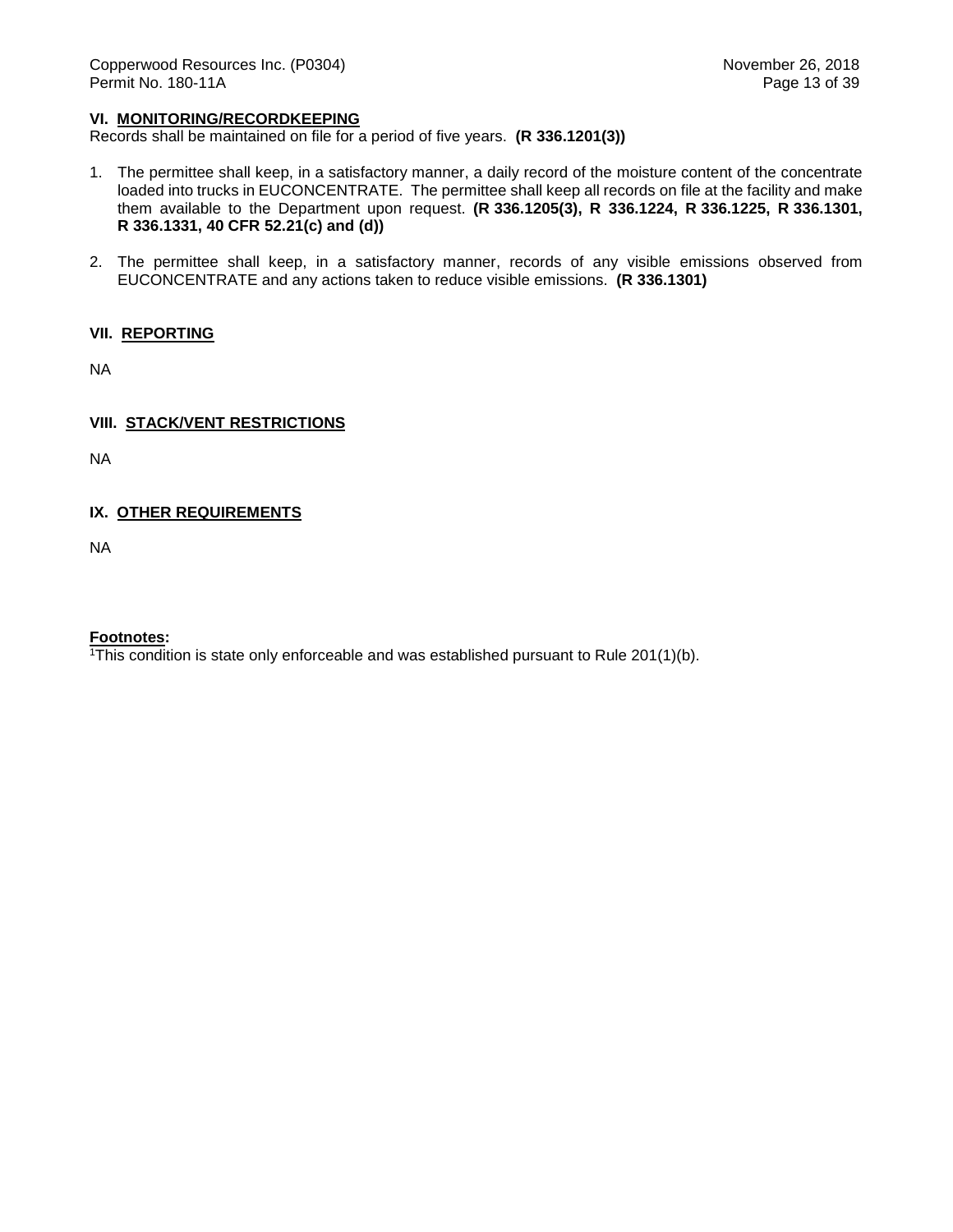## VI. MONITORING/RECORDKEEPING

Records shall be maintained on file for a period of five years. **(R 336.1201(3))**

1. The permittee shall keep, in a satisfactory manner, a daily record of the moisture content of the concentrate loaded into trucks in EUCONCENTRATE. The permittee shall keep all records on file at the facility and make them available to the Department upon request. **(R 336.1205(3), R 336.1224, R 336.1225, R 336.1301, R 336.1331, 40 CFR 52.21(c) and (d))**

2. The permittee shall keep, in a satisfactory manner, records of any visible emissions observed from EUCONCENTRATE and any actions taken to reduce visible emissions. **(R 336.1301)**

## VII. REPORTING

NA

## VIII. STACK/VENT RESTRICTIONS

NA

## IX. OTHER REQUIREMENTS

NA

**Footnotes:**

[1]This condition is state only enforceable and was established pursuant to Rule 201(1)(b).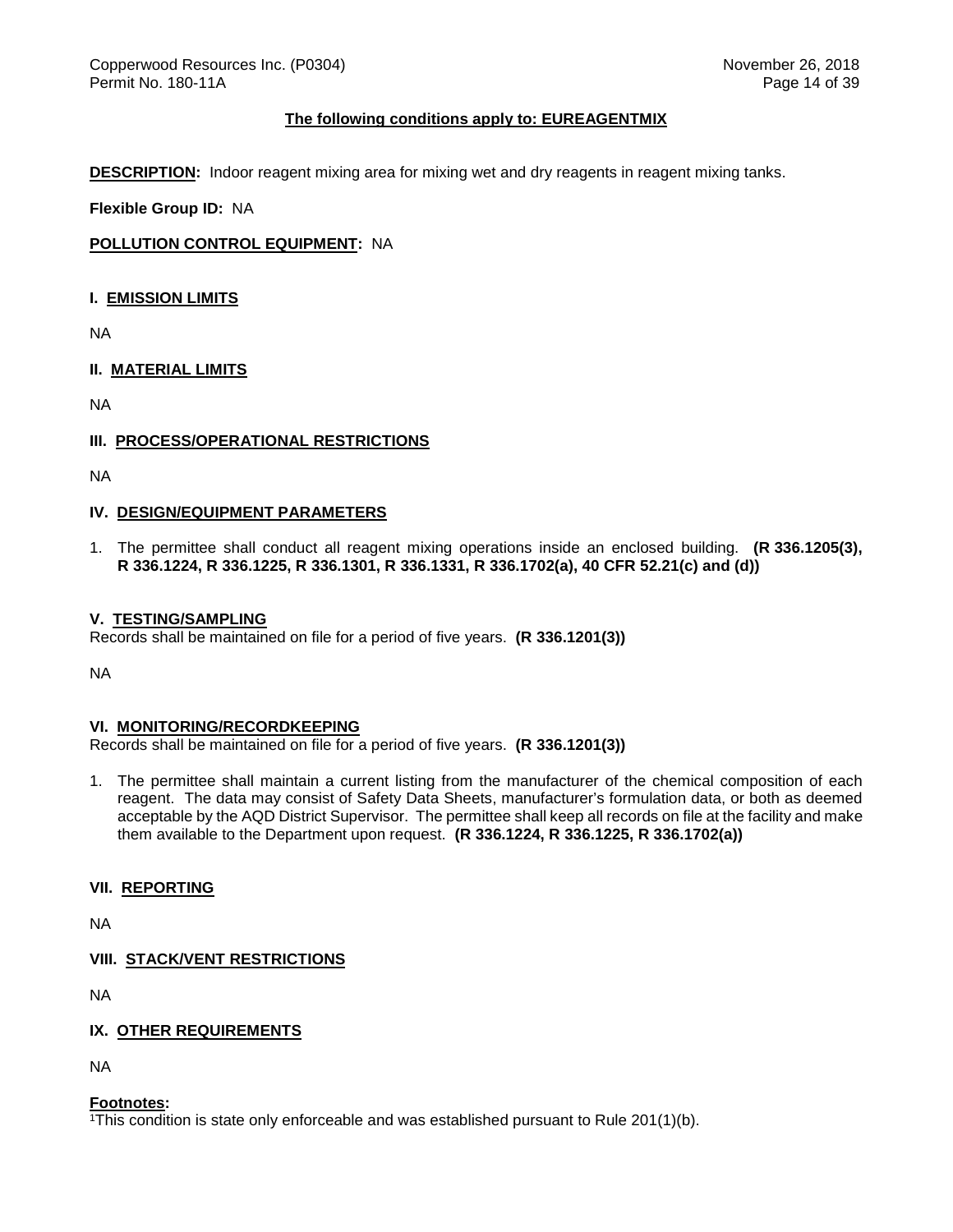**The following conditions apply to: EUREAGENTMIX**

**DESCRIPTION:** Indoor reagent mixing area for mixing wet and dry reagents in reagent mixing tanks.

**Flexible Group ID:** NA

**POLLUTION CONTROL EQUIPMENT:** NA

## I. EMISSION LIMITS

NA

## II. MATERIAL LIMITS

NA

## III. PROCESS/OPERATIONAL RESTRICTIONS

NA

## IV. DESIGN/EQUIPMENT PARAMETERS

1. The permittee shall conduct all reagent mixing operations inside an enclosed building. **(R 336.1205(3), R 336.1224, R 336.1225, R 336.1301, R 336.1331, R 336.1702(a), 40 CFR 52.21(c) and (d))**

## V. TESTING/SAMPLING

Records shall be maintained on file for a period of five years. **(R 336.1201(3))**

NA

## VI. MONITORING/RECORDKEEPING

Records shall be maintained on file for a period of five years. **(R 336.1201(3))**

1. The permittee shall maintain a current listing from the manufacturer of the chemical composition of each reagent. The data may consist of Safety Data Sheets, manufacturer's formulation data, or both as deemed acceptable by the AQD District Supervisor. The permittee shall keep all records on file at the facility and make them available to the Department upon request. **(R 336.1224, R 336.1225, R 336.1702(a))**

## VII. REPORTING

NA

## VIII. STACK/VENT RESTRICTIONS

NA

## IX. OTHER REQUIREMENTS

NA

**Footnotes:**

[1]This condition is state only enforceable and was established pursuant to Rule 201(1)(b).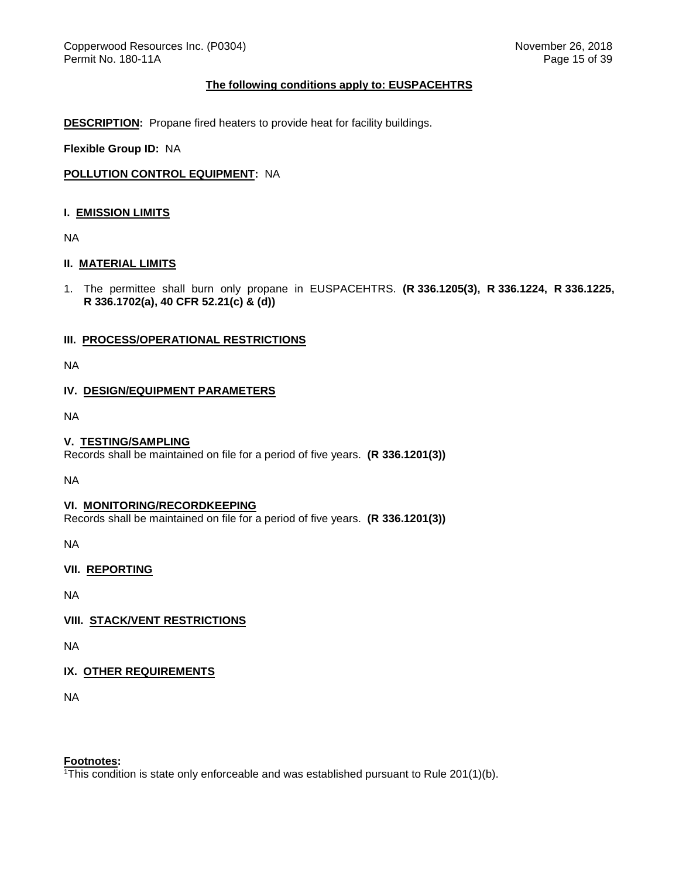## The following conditions apply to: EUSPACEHTRS

**DESCRIPTION:** Propane fired heaters to provide heat for facility buildings.

**Flexible Group ID:** NA

**POLLUTION CONTROL EQUIPMENT:** NA

### I. EMISSION LIMITS

NA

### II. MATERIAL LIMITS

1. The permittee shall burn only propane in EUSPACEHTRS. **(R 336.1205(3), R 336.1224, R 336.1225, R 336.1702(a), 40 CFR 52.21(c) & (d))**

### III. PROCESS/OPERATIONAL RESTRICTIONS

NA

### IV. DESIGN/EQUIPMENT PARAMETERS

NA

### V. TESTING/SAMPLING

Records shall be maintained on file for a period of five years. **(R 336.1201(3))**

NA

### VI. MONITORING/RECORDKEEPING

Records shall be maintained on file for a period of five years. **(R 336.1201(3))**

NA

### VII. REPORTING

NA

### VIII. STACK/VENT RESTRICTIONS

NA

### IX. OTHER REQUIREMENTS

NA

**Footnotes:**

[1]This condition is state only enforceable and was established pursuant to Rule 201(1)(b).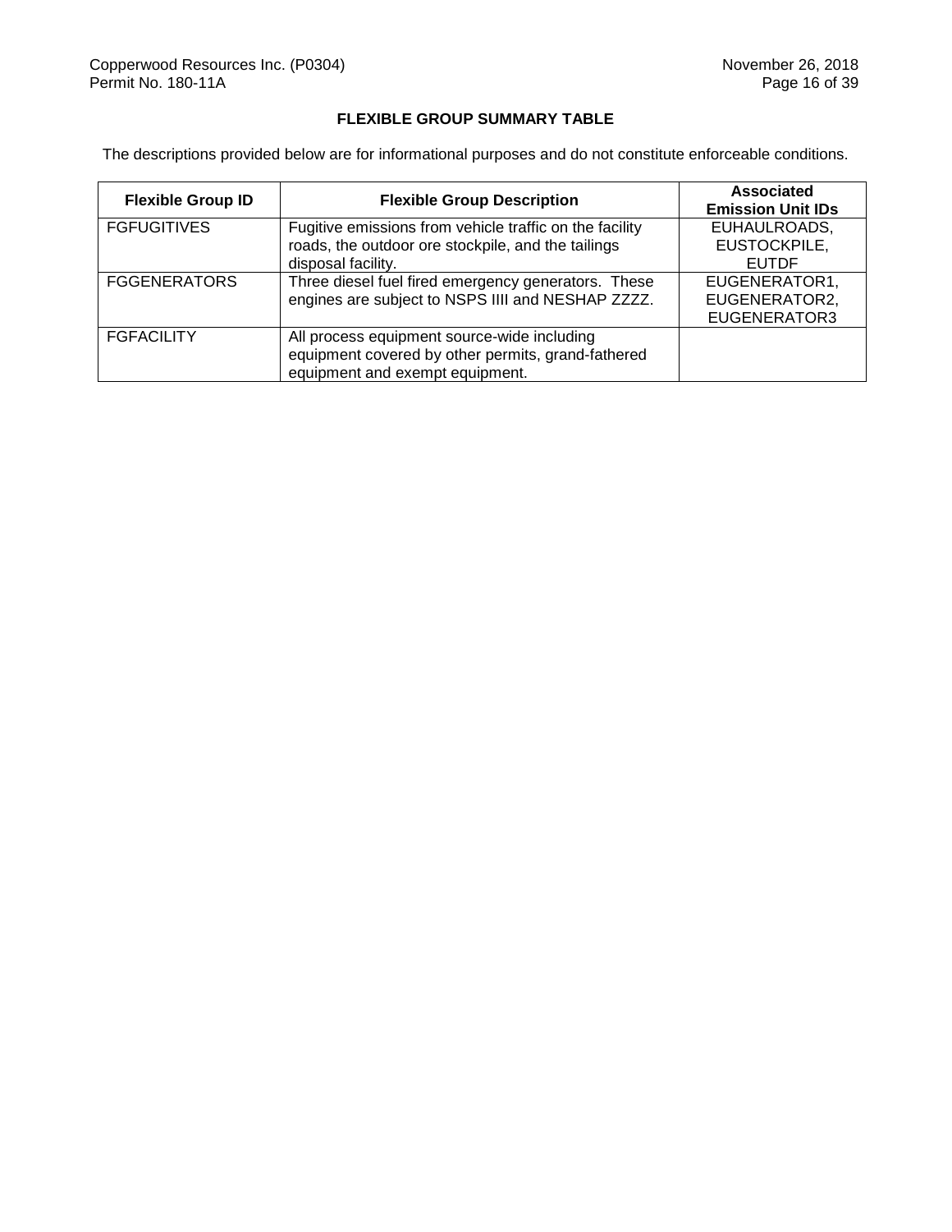## FLEXIBLE GROUP SUMMARY TABLE

The descriptions provided below are for informational purposes and do not constitute enforceable conditions.

| Flexible Group ID | Flexible Group Description | Associated Emission Unit IDs |
|---|---|---|
| FGFUGITIVES | Fugitive emissions from vehicle traffic on the facility roads, the outdoor ore stockpile, and the tailings disposal facility. | EUHAULROADS, EUSTOCKPILE, EUTDF |
| FGGENERATORS | Three diesel fuel fired emergency generators. These engines are subject to NSPS IIII and NESHAP ZZZZ. | EUGENERATOR1, EUGENERATOR2, EUGENERATOR3 |
| FGFACILITY | All process equipment source-wide including equipment covered by other permits, grand-fathered equipment and exempt equipment. | |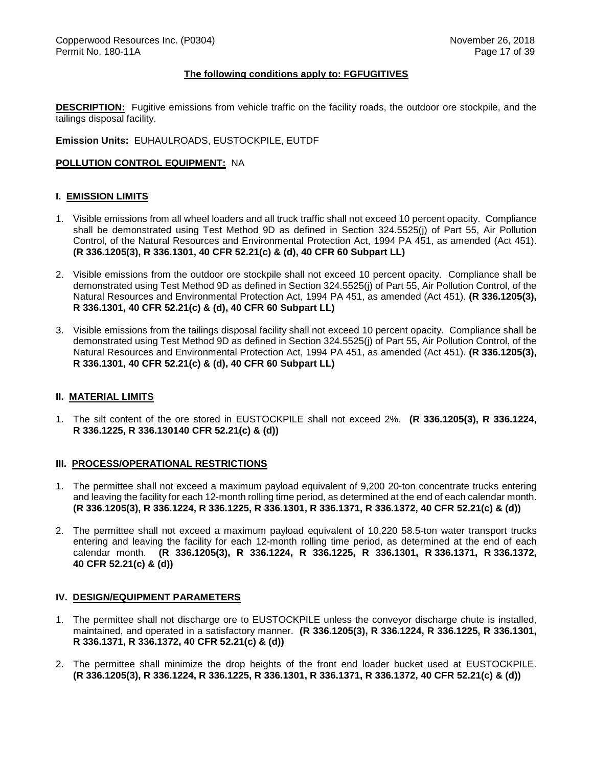**The following conditions apply to: FGFUGITIVES**

**DESCRIPTION:** Fugitive emissions from vehicle traffic on the facility roads, the outdoor ore stockpile, and the tailings disposal facility.

**Emission Units:** EUHAULROADS, EUSTOCKPILE, EUTDF

**POLLUTION CONTROL EQUIPMENT:** NA

## I. EMISSION LIMITS

1. Visible emissions from all wheel loaders and all truck traffic shall not exceed 10 percent opacity. Compliance shall be demonstrated using Test Method 9D as defined in Section 324.5525(j) of Part 55, Air Pollution Control, of the Natural Resources and Environmental Protection Act, 1994 PA 451, as amended (Act 451). **(R 336.1205(3), R 336.1301, 40 CFR 52.21(c) & (d), 40 CFR 60 Subpart LL)**

2. Visible emissions from the outdoor ore stockpile shall not exceed 10 percent opacity. Compliance shall be demonstrated using Test Method 9D as defined in Section 324.5525(j) of Part 55, Air Pollution Control, of the Natural Resources and Environmental Protection Act, 1994 PA 451, as amended (Act 451). **(R 336.1205(3), R 336.1301, 40 CFR 52.21(c) & (d), 40 CFR 60 Subpart LL)**

3. Visible emissions from the tailings disposal facility shall not exceed 10 percent opacity. Compliance shall be demonstrated using Test Method 9D as defined in Section 324.5525(j) of Part 55, Air Pollution Control, of the Natural Resources and Environmental Protection Act, 1994 PA 451, as amended (Act 451). **(R 336.1205(3), R 336.1301, 40 CFR 52.21(c) & (d), 40 CFR 60 Subpart LL)**

## II. MATERIAL LIMITS

1. The silt content of the ore stored in EUSTOCKPILE shall not exceed 2%. **(R 336.1205(3), R 336.1224, R 336.1225, R 336.130140 CFR 52.21(c) & (d))**

## III. PROCESS/OPERATIONAL RESTRICTIONS

1. The permittee shall not exceed a maximum payload equivalent of 9,200 20-ton concentrate trucks entering and leaving the facility for each 12-month rolling time period, as determined at the end of each calendar month. **(R 336.1205(3), R 336.1224, R 336.1225, R 336.1301, R 336.1371, R 336.1372, 40 CFR 52.21(c) & (d))**

2. The permittee shall not exceed a maximum payload equivalent of 10,220 58.5-ton water transport trucks entering and leaving the facility for each 12-month rolling time period, as determined at the end of each calendar month. **(R 336.1205(3), R 336.1224, R 336.1225, R 336.1301, R 336.1371, R 336.1372, 40 CFR 52.21(c) & (d))**

## IV. DESIGN/EQUIPMENT PARAMETERS

1. The permittee shall not discharge ore to EUSTOCKPILE unless the conveyor discharge chute is installed, maintained, and operated in a satisfactory manner. **(R 336.1205(3), R 336.1224, R 336.1225, R 336.1301, R 336.1371, R 336.1372, 40 CFR 52.21(c) & (d))**

2. The permittee shall minimize the drop heights of the front end loader bucket used at EUSTOCKPILE. **(R 336.1205(3), R 336.1224, R 336.1225, R 336.1301, R 336.1371, R 336.1372, 40 CFR 52.21(c) & (d))**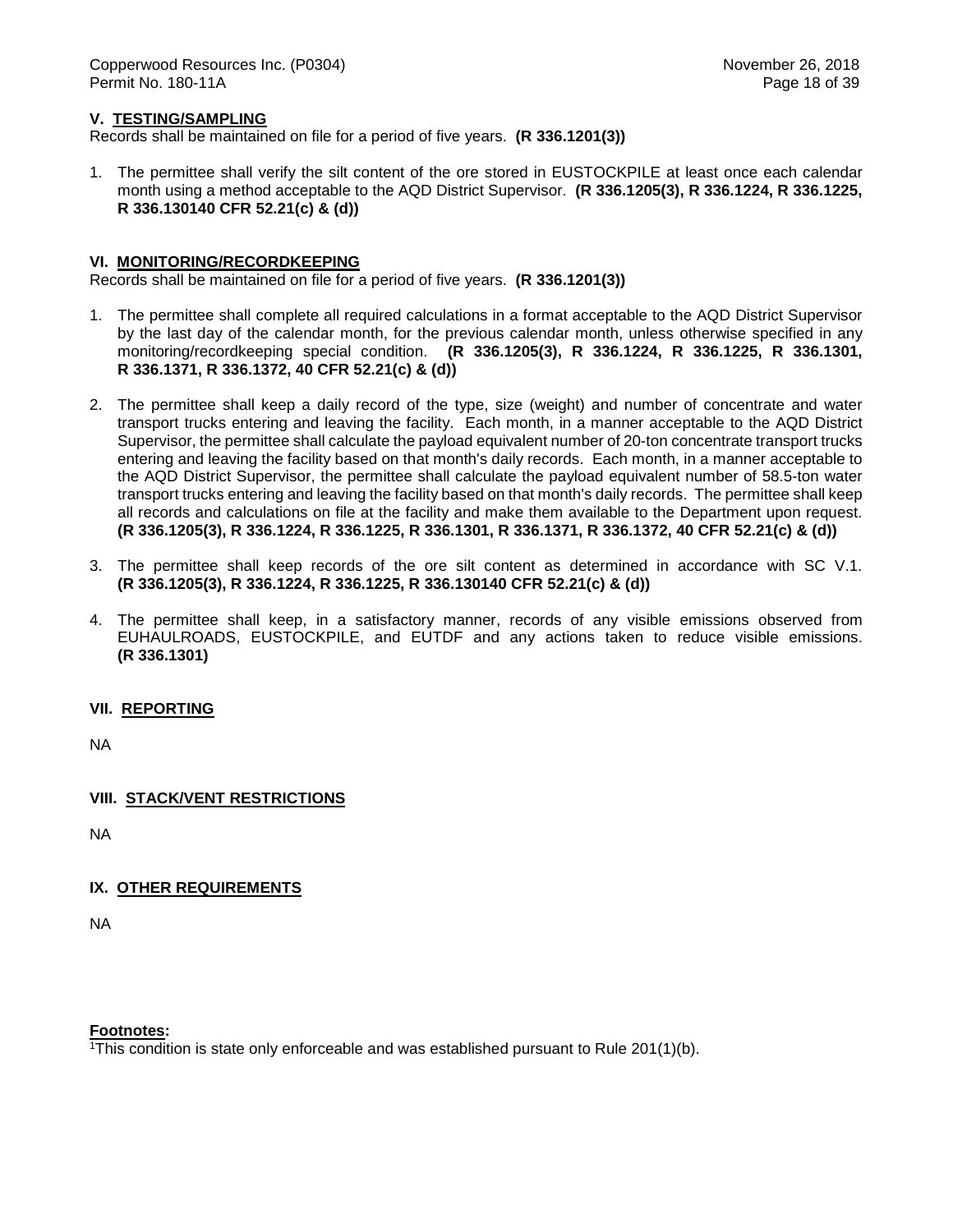## V. TESTING/SAMPLING

Records shall be maintained on file for a period of five years. **(R 336.1201(3))**

1. The permittee shall verify the silt content of the ore stored in EUSTOCKPILE at least once each calendar month using a method acceptable to the AQD District Supervisor. **(R 336.1205(3), R 336.1224, R 336.1225, R 336.130140 CFR 52.21(c) & (d))**

## VI. MONITORING/RECORDKEEPING

Records shall be maintained on file for a period of five years. **(R 336.1201(3))**

1. The permittee shall complete all required calculations in a format acceptable to the AQD District Supervisor by the last day of the calendar month, for the previous calendar month, unless otherwise specified in any monitoring/recordkeeping special condition. **(R 336.1205(3), R 336.1224, R 336.1225, R 336.1301, R 336.1371, R 336.1372, 40 CFR 52.21(c) & (d))**

2. The permittee shall keep a daily record of the type, size (weight) and number of concentrate and water transport trucks entering and leaving the facility. Each month, in a manner acceptable to the AQD District Supervisor, the permittee shall calculate the payload equivalent number of 20-ton concentrate transport trucks entering and leaving the facility based on that month's daily records. Each month, in a manner acceptable to the AQD District Supervisor, the permittee shall calculate the payload equivalent number of 58.5-ton water transport trucks entering and leaving the facility based on that month's daily records. The permittee shall keep all records and calculations on file at the facility and make them available to the Department upon request. **(R 336.1205(3), R 336.1224, R 336.1225, R 336.1301, R 336.1371, R 336.1372, 40 CFR 52.21(c) & (d))**

3. The permittee shall keep records of the ore silt content as determined in accordance with SC V.1. **(R 336.1205(3), R 336.1224, R 336.1225, R 336.130140 CFR 52.21(c) & (d))**

4. The permittee shall keep, in a satisfactory manner, records of any visible emissions observed from EUHAULROADS, EUSTOCKPILE, and EUTDF and any actions taken to reduce visible emissions. **(R 336.1301)**

## VII. REPORTING

NA

## VIII. STACK/VENT RESTRICTIONS

NA

## IX. OTHER REQUIREMENTS

NA

**Footnotes:**

[1]This condition is state only enforceable and was established pursuant to Rule 201(1)(b).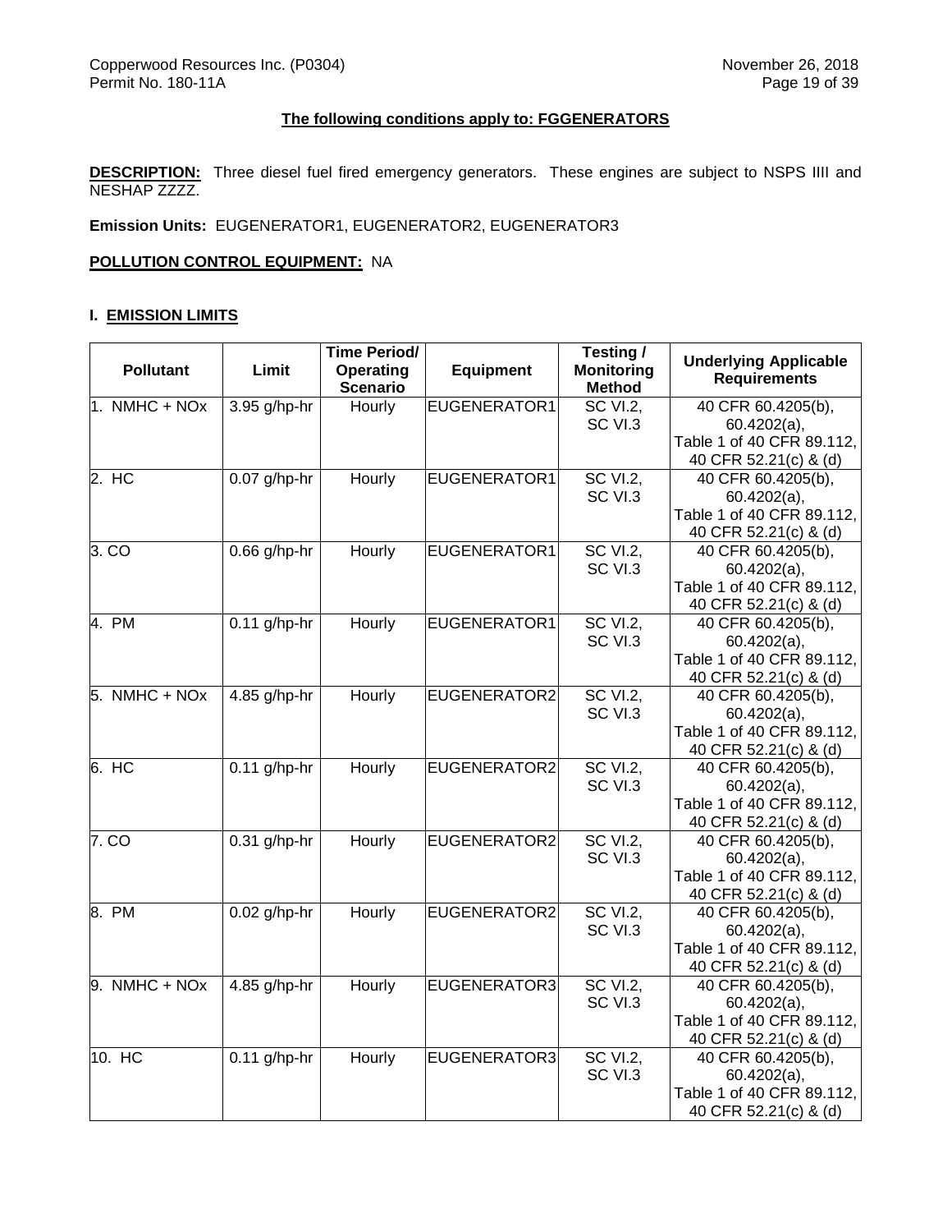**The following conditions apply to: FGGENERATORS**

**DESCRIPTION:** Three diesel fuel fired emergency generators. These engines are subject to NSPS IIII and NESHAP ZZZZ.

**Emission Units:** EUGENERATOR1, EUGENERATOR2, EUGENERATOR3

**POLLUTION CONTROL EQUIPMENT:** NA

**I. EMISSION LIMITS**

| Pollutant | Limit | Time Period/ Operating Scenario | Equipment | Testing / Monitoring Method | Underlying Applicable Requirements |
|---|---|---|---|---|---|
| 1. NMHC + NOx | 3.95 g/hp-hr | Hourly | EUGENERATOR1 | SC VI.2, SC VI.3 | 40 CFR 60.4205(b), 60.4202(a), Table 1 of 40 CFR 89.112, 40 CFR 52.21(c) & (d) |
| 2. HC | 0.07 g/hp-hr | Hourly | EUGENERATOR1 | SC VI.2, SC VI.3 | 40 CFR 60.4205(b), 60.4202(a), Table 1 of 40 CFR 89.112, 40 CFR 52.21(c) & (d) |
| 3. CO | 0.66 g/hp-hr | Hourly | EUGENERATOR1 | SC VI.2, SC VI.3 | 40 CFR 60.4205(b), 60.4202(a), Table 1 of 40 CFR 89.112, 40 CFR 52.21(c) & (d) |
| 4. PM | 0.11 g/hp-hr | Hourly | EUGENERATOR1 | SC VI.2, SC VI.3 | 40 CFR 60.4205(b), 60.4202(a), Table 1 of 40 CFR 89.112, 40 CFR 52.21(c) & (d) |
| 5. NMHC + NOx | 4.85 g/hp-hr | Hourly | EUGENERATOR2 | SC VI.2, SC VI.3 | 40 CFR 60.4205(b), 60.4202(a), Table 1 of 40 CFR 89.112, 40 CFR 52.21(c) & (d) |
| 6. HC | 0.11 g/hp-hr | Hourly | EUGENERATOR2 | SC VI.2, SC VI.3 | 40 CFR 60.4205(b), 60.4202(a), Table 1 of 40 CFR 89.112, 40 CFR 52.21(c) & (d) |
| 7. CO | 0.31 g/hp-hr | Hourly | EUGENERATOR2 | SC VI.2, SC VI.3 | 40 CFR 60.4205(b), 60.4202(a), Table 1 of 40 CFR 89.112, 40 CFR 52.21(c) & (d) |
| 8. PM | 0.02 g/hp-hr | Hourly | EUGENERATOR2 | SC VI.2, SC VI.3 | 40 CFR 60.4205(b), 60.4202(a), Table 1 of 40 CFR 89.112, 40 CFR 52.21(c) & (d) |
| 9. NMHC + NOx | 4.85 g/hp-hr | Hourly | EUGENERATOR3 | SC VI.2, SC VI.3 | 40 CFR 60.4205(b), 60.4202(a), Table 1 of 40 CFR 89.112, 40 CFR 52.21(c) & (d) |
| 10. HC | 0.11 g/hp-hr | Hourly | EUGENERATOR3 | SC VI.2, SC VI.3 | 40 CFR 60.4205(b), 60.4202(a), Table 1 of 40 CFR 89.112, 40 CFR 52.21(c) & (d) |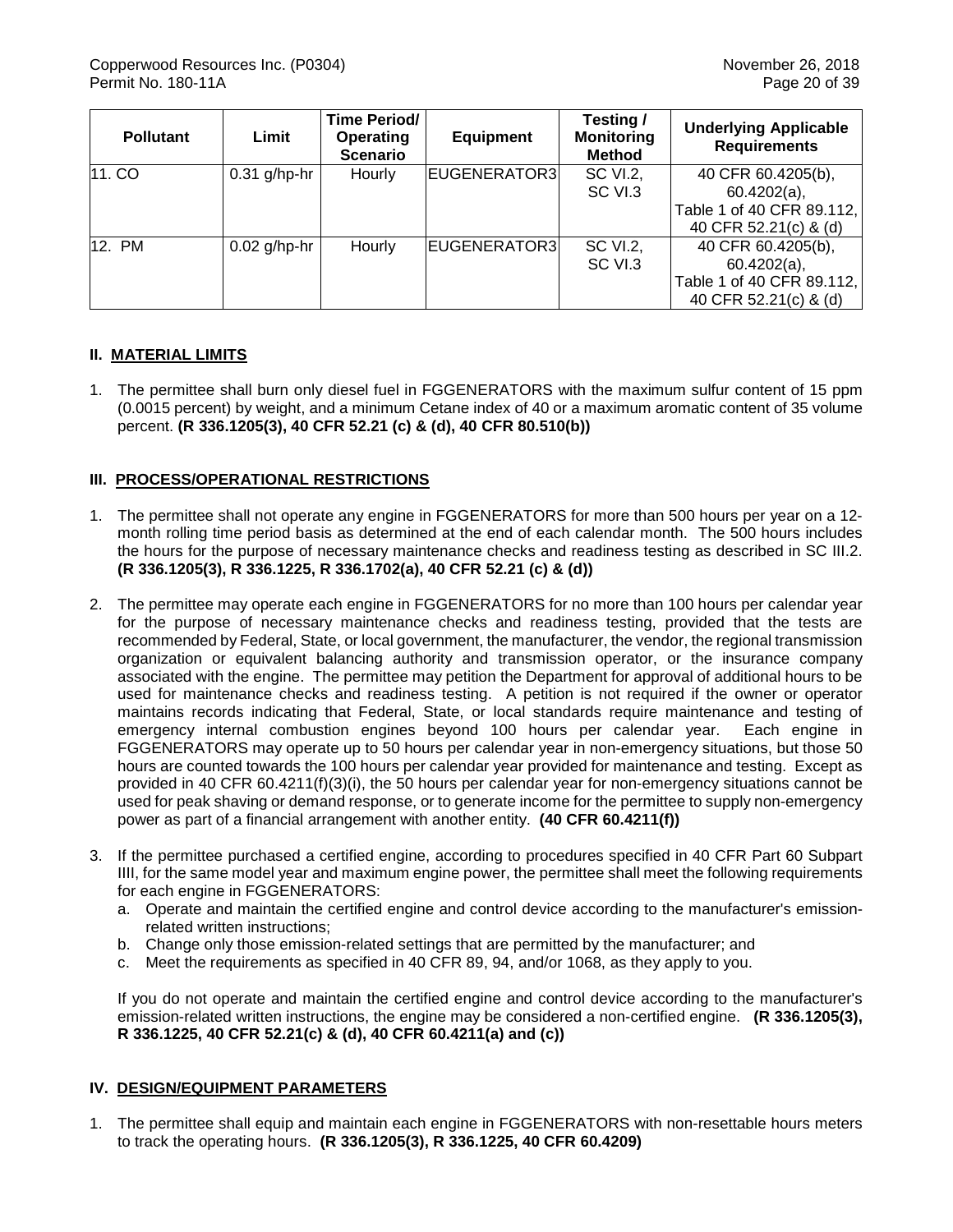| Pollutant | Limit | Time Period/ Operating Scenario | Equipment | Testing / Monitoring Method | Underlying Applicable Requirements |
|---|---|---|---|---|---|
| 11. CO | 0.31 g/hp-hr | Hourly | EUGENERATOR3 | SC VI.2, SC VI.3 | 40 CFR 60.4205(b), 60.4202(a), Table 1 of 40 CFR 89.112, 40 CFR 52.21(c) & (d) |
| 12. PM | 0.02 g/hp-hr | Hourly | EUGENERATOR3 | SC VI.2, SC VI.3 | 40 CFR 60.4205(b), 60.4202(a), Table 1 of 40 CFR 89.112, 40 CFR 52.21(c) & (d) |

## II. MATERIAL LIMITS

1. The permittee shall burn only diesel fuel in FGGENERATORS with the maximum sulfur content of 15 ppm (0.0015 percent) by weight, and a minimum Cetane index of 40 or a maximum aromatic content of 35 volume percent. **(R 336.1205(3), 40 CFR 52.21 (c) & (d), 40 CFR 80.510(b))**

## III. PROCESS/OPERATIONAL RESTRICTIONS

1. The permittee shall not operate any engine in FGGENERATORS for more than 500 hours per year on a 12-month rolling time period basis as determined at the end of each calendar month. The 500 hours includes the hours for the purpose of necessary maintenance checks and readiness testing as described in SC III.2. **(R 336.1205(3), R 336.1225, R 336.1702(a), 40 CFR 52.21 (c) & (d))**

2. The permittee may operate each engine in FGGENERATORS for no more than 100 hours per calendar year for the purpose of necessary maintenance checks and readiness testing, provided that the tests are recommended by Federal, State, or local government, the manufacturer, the vendor, the regional transmission organization or equivalent balancing authority and transmission operator, or the insurance company associated with the engine. The permittee may petition the Department for approval of additional hours to be used for maintenance checks and readiness testing. A petition is not required if the owner or operator maintains records indicating that Federal, State, or local standards require maintenance and testing of emergency internal combustion engines beyond 100 hours per calendar year. Each engine in FGGENERATORS may operate up to 50 hours per calendar year in non-emergency situations, but those 50 hours are counted towards the 100 hours per calendar year provided for maintenance and testing. Except as provided in 40 CFR 60.4211(f)(3)(i), the 50 hours per calendar year for non-emergency situations cannot be used for peak shaving or demand response, or to generate income for the permittee to supply non-emergency power as part of a financial arrangement with another entity. **(40 CFR 60.4211(f))**

3. If the permittee purchased a certified engine, according to procedures specified in 40 CFR Part 60 Subpart IIII, for the same model year and maximum engine power, the permittee shall meet the following requirements for each engine in FGGENERATORS:
   a. Operate and maintain the certified engine and control device according to the manufacturer's emission-related written instructions;
   b. Change only those emission-related settings that are permitted by the manufacturer; and
   c. Meet the requirements as specified in 40 CFR 89, 94, and/or 1068, as they apply to you.

   If you do not operate and maintain the certified engine and control device according to the manufacturer's emission-related written instructions, the engine may be considered a non-certified engine. **(R 336.1205(3), R 336.1225, 40 CFR 52.21(c) & (d), 40 CFR 60.4211(a) and (c))**

## IV. DESIGN/EQUIPMENT PARAMETERS

1. The permittee shall equip and maintain each engine in FGGENERATORS with non-resettable hours meters to track the operating hours. **(R 336.1205(3), R 336.1225, 40 CFR 60.4209)**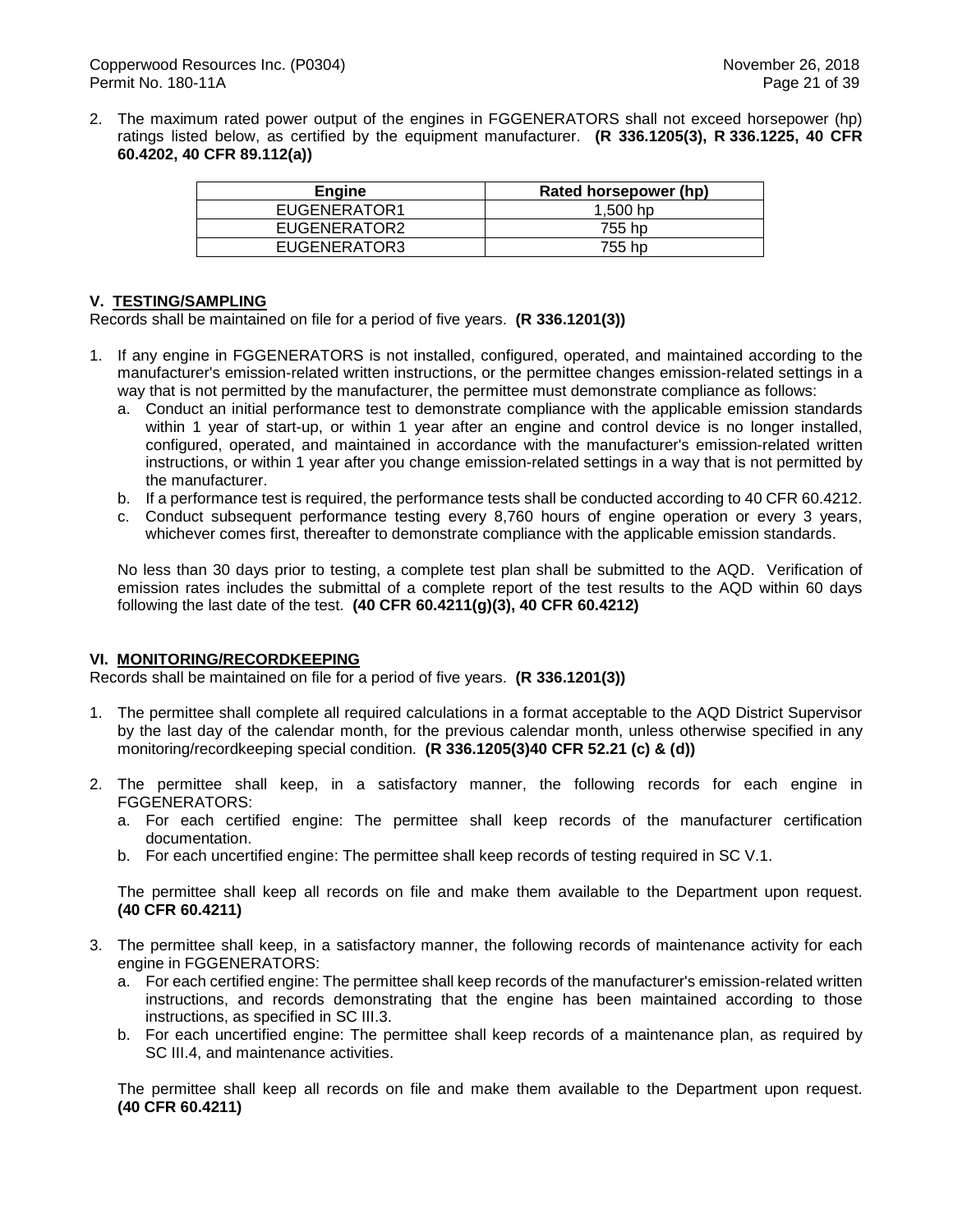2. The maximum rated power output of the engines in FGGENERATORS shall not exceed horsepower (hp) ratings listed below, as certified by the equipment manufacturer. **(R 336.1205(3), R 336.1225, 40 CFR 60.4202, 40 CFR 89.112(a))**

| Engine | Rated horsepower (hp) |
|---|---|
| EUGENERATOR1 | 1,500 hp |
| EUGENERATOR2 | 755 hp |
| EUGENERATOR3 | 755 hp |

## V. TESTING/SAMPLING

Records shall be maintained on file for a period of five years. **(R 336.1201(3))**

1. If any engine in FGGENERATORS is not installed, configured, operated, and maintained according to the manufacturer's emission-related written instructions, or the permittee changes emission-related settings in a way that is not permitted by the manufacturer, the permittee must demonstrate compliance as follows:
   a. Conduct an initial performance test to demonstrate compliance with the applicable emission standards within 1 year of start-up, or within 1 year after an engine and control device is no longer installed, configured, operated, and maintained in accordance with the manufacturer's emission-related written instructions, or within 1 year after you change emission-related settings in a way that is not permitted by the manufacturer.
   b. If a performance test is required, the performance tests shall be conducted according to 40 CFR 60.4212.
   c. Conduct subsequent performance testing every 8,760 hours of engine operation or every 3 years, whichever comes first, thereafter to demonstrate compliance with the applicable emission standards.

   No less than 30 days prior to testing, a complete test plan shall be submitted to the AQD. Verification of emission rates includes the submittal of a complete report of the test results to the AQD within 60 days following the last date of the test. **(40 CFR 60.4211(g)(3), 40 CFR 60.4212)**

## VI. MONITORING/RECORDKEEPING

Records shall be maintained on file for a period of five years. **(R 336.1201(3))**

1. The permittee shall complete all required calculations in a format acceptable to the AQD District Supervisor by the last day of the calendar month, for the previous calendar month, unless otherwise specified in any monitoring/recordkeeping special condition. **(R 336.1205(3)40 CFR 52.21 (c) & (d))**

2. The permittee shall keep, in a satisfactory manner, the following records for each engine in FGGENERATORS:
   a. For each certified engine: The permittee shall keep records of the manufacturer certification documentation.
   b. For each uncertified engine: The permittee shall keep records of testing required in SC V.1.

   The permittee shall keep all records on file and make them available to the Department upon request. **(40 CFR 60.4211)**

3. The permittee shall keep, in a satisfactory manner, the following records of maintenance activity for each engine in FGGENERATORS:
   a. For each certified engine: The permittee shall keep records of the manufacturer's emission-related written instructions, and records demonstrating that the engine has been maintained according to those instructions, as specified in SC III.3.
   b. For each uncertified engine: The permittee shall keep records of a maintenance plan, as required by SC III.4, and maintenance activities.

   The permittee shall keep all records on file and make them available to the Department upon request. **(40 CFR 60.4211)**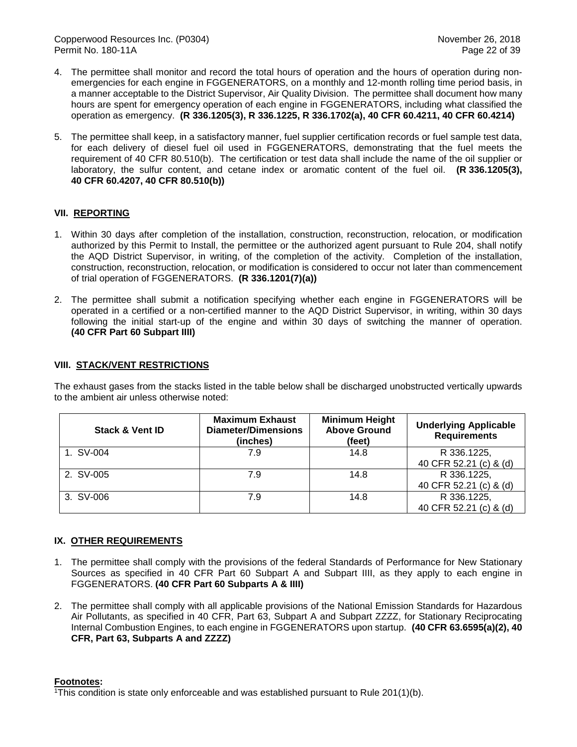4. The permittee shall monitor and record the total hours of operation and the hours of operation during non-emergencies for each engine in FGGENERATORS, on a monthly and 12-month rolling time period basis, in a manner acceptable to the District Supervisor, Air Quality Division. The permittee shall document how many hours are spent for emergency operation of each engine in FGGENERATORS, including what classified the operation as emergency. **(R 336.1205(3), R 336.1225, R 336.1702(a), 40 CFR 60.4211, 40 CFR 60.4214)**

5. The permittee shall keep, in a satisfactory manner, fuel supplier certification records or fuel sample test data, for each delivery of diesel fuel oil used in FGGENERATORS, demonstrating that the fuel meets the requirement of 40 CFR 80.510(b). The certification or test data shall include the name of the oil supplier or laboratory, the sulfur content, and cetane index or aromatic content of the fuel oil. **(R 336.1205(3), 40 CFR 60.4207, 40 CFR 80.510(b))**

## VII. REPORTING

1. Within 30 days after completion of the installation, construction, reconstruction, relocation, or modification authorized by this Permit to Install, the permittee or the authorized agent pursuant to Rule 204, shall notify the AQD District Supervisor, in writing, of the completion of the activity. Completion of the installation, construction, reconstruction, relocation, or modification is considered to occur not later than commencement of trial operation of FGGENERATORS. **(R 336.1201(7)(a))**

2. The permittee shall submit a notification specifying whether each engine in FGGENERATORS will be operated in a certified or a non-certified manner to the AQD District Supervisor, in writing, within 30 days following the initial start-up of the engine and within 30 days of switching the manner of operation. **(40 CFR Part 60 Subpart IIII)**

## VIII. STACK/VENT RESTRICTIONS

The exhaust gases from the stacks listed in the table below shall be discharged unobstructed vertically upwards to the ambient air unless otherwise noted:

| Stack & Vent ID | Maximum Exhaust Diameter/Dimensions (inches) | Minimum Height Above Ground (feet) | Underlying Applicable Requirements |
|---|---|---|---|
| 1. SV-004 | 7.9 | 14.8 | R 336.1225, 40 CFR 52.21 (c) & (d) |
| 2. SV-005 | 7.9 | 14.8 | R 336.1225, 40 CFR 52.21 (c) & (d) |
| 3. SV-006 | 7.9 | 14.8 | R 336.1225, 40 CFR 52.21 (c) & (d) |

## IX. OTHER REQUIREMENTS

1. The permittee shall comply with the provisions of the federal Standards of Performance for New Stationary Sources as specified in 40 CFR Part 60 Subpart A and Subpart IIII, as they apply to each engine in FGGENERATORS. **(40 CFR Part 60 Subparts A & IIII)**

2. The permittee shall comply with all applicable provisions of the National Emission Standards for Hazardous Air Pollutants, as specified in 40 CFR, Part 63, Subpart A and Subpart ZZZZ, for Stationary Reciprocating Internal Combustion Engines, to each engine in FGGENERATORS upon startup. **(40 CFR 63.6595(a)(2), 40 CFR, Part 63, Subparts A and ZZZZ)**

**Footnotes:**

[1]This condition is state only enforceable and was established pursuant to Rule 201(1)(b).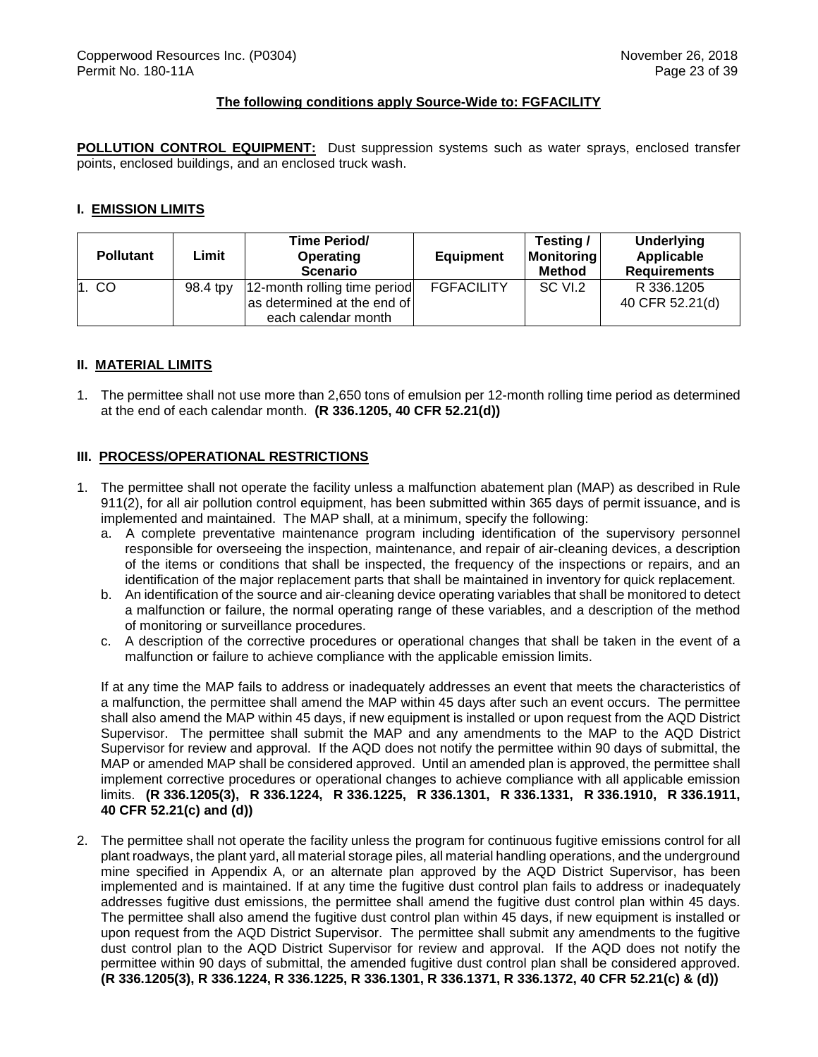**The following conditions apply Source-Wide to: FGFACILITY**

**POLLUTION CONTROL EQUIPMENT:** Dust suppression systems such as water sprays, enclosed transfer points, enclosed buildings, and an enclosed truck wash.

## I. EMISSION LIMITS

| Pollutant | Limit | Time Period/ Operating Scenario | Equipment | Testing / Monitoring Method | Underlying Applicable Requirements |
|---|---|---|---|---|---|
| 1. CO | 98.4 tpy | 12-month rolling time period as determined at the end of each calendar month | FGFACILITY | SC VI.2 | R 336.1205 40 CFR 52.21(d) |

## II. MATERIAL LIMITS

1. The permittee shall not use more than 2,650 tons of emulsion per 12-month rolling time period as determined at the end of each calendar month. **(R 336.1205, 40 CFR 52.21(d))**

## III. PROCESS/OPERATIONAL RESTRICTIONS

1. The permittee shall not operate the facility unless a malfunction abatement plan (MAP) as described in Rule 911(2), for all air pollution control equipment, has been submitted within 365 days of permit issuance, and is implemented and maintained. The MAP shall, at a minimum, specify the following:
   a. A complete preventative maintenance program including identification of the supervisory personnel responsible for overseeing the inspection, maintenance, and repair of air-cleaning devices, a description of the items or conditions that shall be inspected, the frequency of the inspections or repairs, and an identification of the major replacement parts that shall be maintained in inventory for quick replacement.
   b. An identification of the source and air-cleaning device operating variables that shall be monitored to detect a malfunction or failure, the normal operating range of these variables, and a description of the method of monitoring or surveillance procedures.
   c. A description of the corrective procedures or operational changes that shall be taken in the event of a malfunction or failure to achieve compliance with the applicable emission limits.

   If at any time the MAP fails to address or inadequately addresses an event that meets the characteristics of a malfunction, the permittee shall amend the MAP within 45 days after such an event occurs. The permittee shall also amend the MAP within 45 days, if new equipment is installed or upon request from the AQD District Supervisor. The permittee shall submit the MAP and any amendments to the MAP to the AQD District Supervisor for review and approval. If the AQD does not notify the permittee within 90 days of submittal, the MAP or amended MAP shall be considered approved. Until an amended plan is approved, the permittee shall implement corrective procedures or operational changes to achieve compliance with all applicable emission limits. **(R 336.1205(3), R 336.1224, R 336.1225, R 336.1301, R 336.1331, R 336.1910, R 336.1911, 40 CFR 52.21(c) and (d))**

2. The permittee shall not operate the facility unless the program for continuous fugitive emissions control for all plant roadways, the plant yard, all material storage piles, all material handling operations, and the underground mine specified in Appendix A, or an alternate plan approved by the AQD District Supervisor, has been implemented and is maintained. If at any time the fugitive dust control plan fails to address or inadequately addresses fugitive dust emissions, the permittee shall amend the fugitive dust control plan within 45 days. The permittee shall also amend the fugitive dust control plan within 45 days, if new equipment is installed or upon request from the AQD District Supervisor. The permittee shall submit any amendments to the fugitive dust control plan to the AQD District Supervisor for review and approval. If the AQD does not notify the permittee within 90 days of submittal, the amended fugitive dust control plan shall be considered approved. **(R 336.1205(3), R 336.1224, R 336.1225, R 336.1301, R 336.1371, R 336.1372, 40 CFR 52.21(c) & (d))**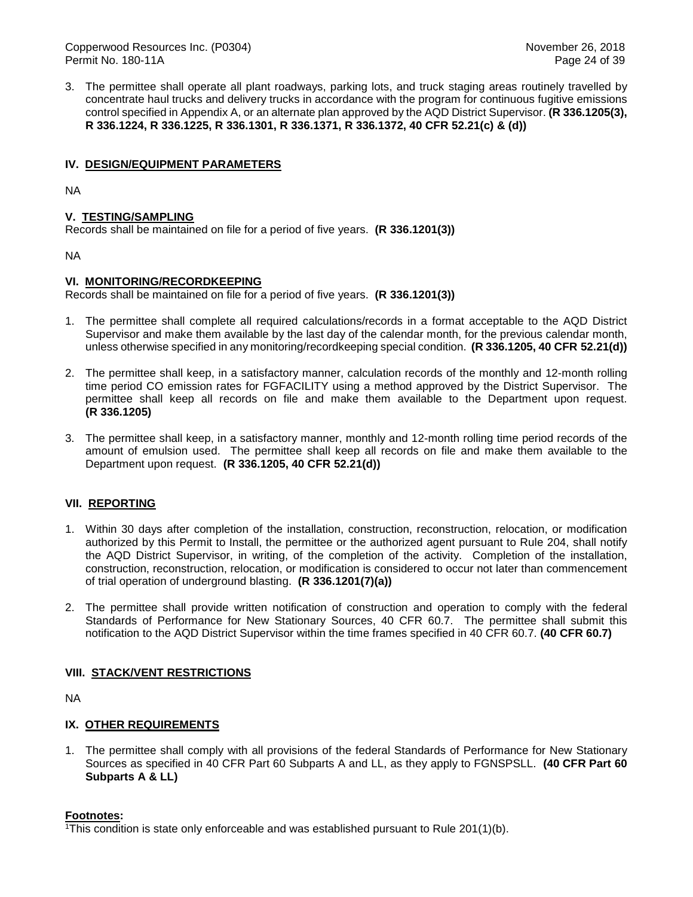3. The permittee shall operate all plant roadways, parking lots, and truck staging areas routinely travelled by concentrate haul trucks and delivery trucks in accordance with the program for continuous fugitive emissions control specified in Appendix A, or an alternate plan approved by the AQD District Supervisor. **(R 336.1205(3), R 336.1224, R 336.1225, R 336.1301, R 336.1371, R 336.1372, 40 CFR 52.21(c) & (d))**

## IV. DESIGN/EQUIPMENT PARAMETERS

NA

## V. TESTING/SAMPLING

Records shall be maintained on file for a period of five years. **(R 336.1201(3))**

NA

## VI. MONITORING/RECORDKEEPING

Records shall be maintained on file for a period of five years. **(R 336.1201(3))**

1. The permittee shall complete all required calculations/records in a format acceptable to the AQD District Supervisor and make them available by the last day of the calendar month, for the previous calendar month, unless otherwise specified in any monitoring/recordkeeping special condition. **(R 336.1205, 40 CFR 52.21(d))**

2. The permittee shall keep, in a satisfactory manner, calculation records of the monthly and 12-month rolling time period CO emission rates for FGFACILITY using a method approved by the District Supervisor. The permittee shall keep all records on file and make them available to the Department upon request. **(R 336.1205)**

3. The permittee shall keep, in a satisfactory manner, monthly and 12-month rolling time period records of the amount of emulsion used. The permittee shall keep all records on file and make them available to the Department upon request. **(R 336.1205, 40 CFR 52.21(d))**

## VII. REPORTING

1. Within 30 days after completion of the installation, construction, reconstruction, relocation, or modification authorized by this Permit to Install, the permittee or the authorized agent pursuant to Rule 204, shall notify the AQD District Supervisor, in writing, of the completion of the activity. Completion of the installation, construction, reconstruction, relocation, or modification is considered to occur not later than commencement of trial operation of underground blasting. **(R 336.1201(7)(a))**

2. The permittee shall provide written notification of construction and operation to comply with the federal Standards of Performance for New Stationary Sources, 40 CFR 60.7. The permittee shall submit this notification to the AQD District Supervisor within the time frames specified in 40 CFR 60.7. **(40 CFR 60.7)**

## VIII. STACK/VENT RESTRICTIONS

NA

## IX. OTHER REQUIREMENTS

1. The permittee shall comply with all provisions of the federal Standards of Performance for New Stationary Sources as specified in 40 CFR Part 60 Subparts A and LL, as they apply to FGNSPSLL. **(40 CFR Part 60 Subparts A & LL)**

**Footnotes:**

[1]This condition is state only enforceable and was established pursuant to Rule 201(1)(b).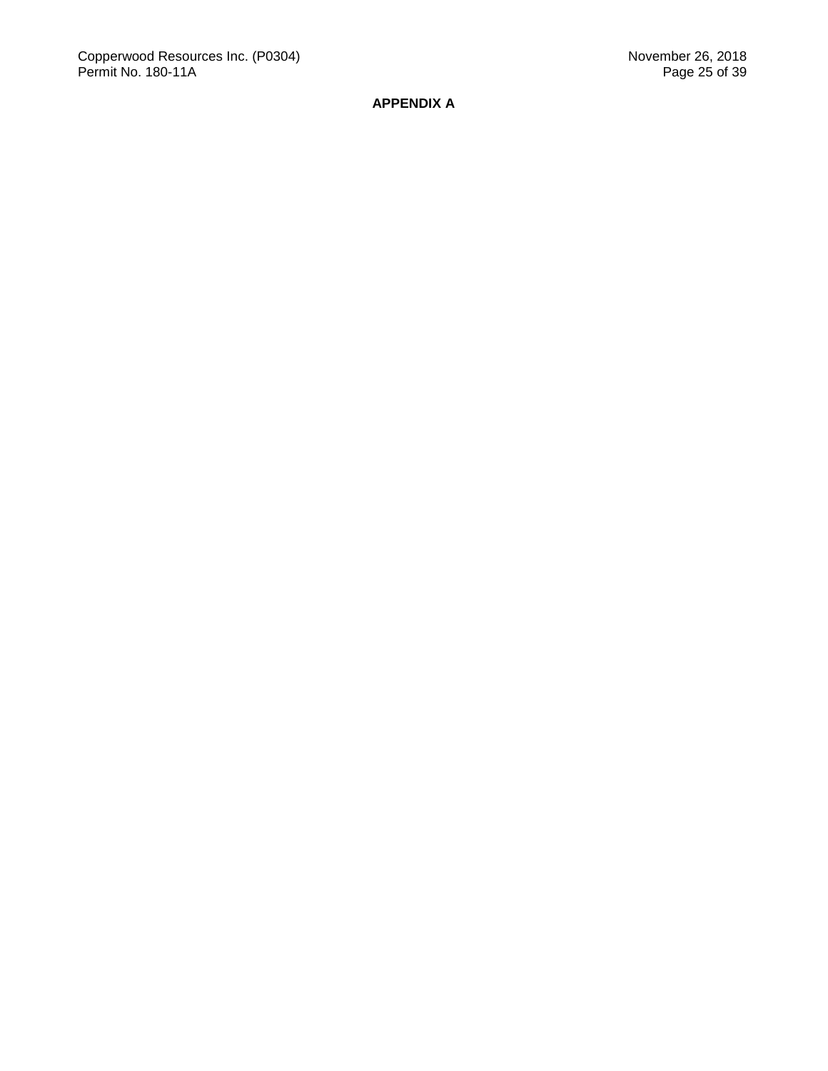**APPENDIX A**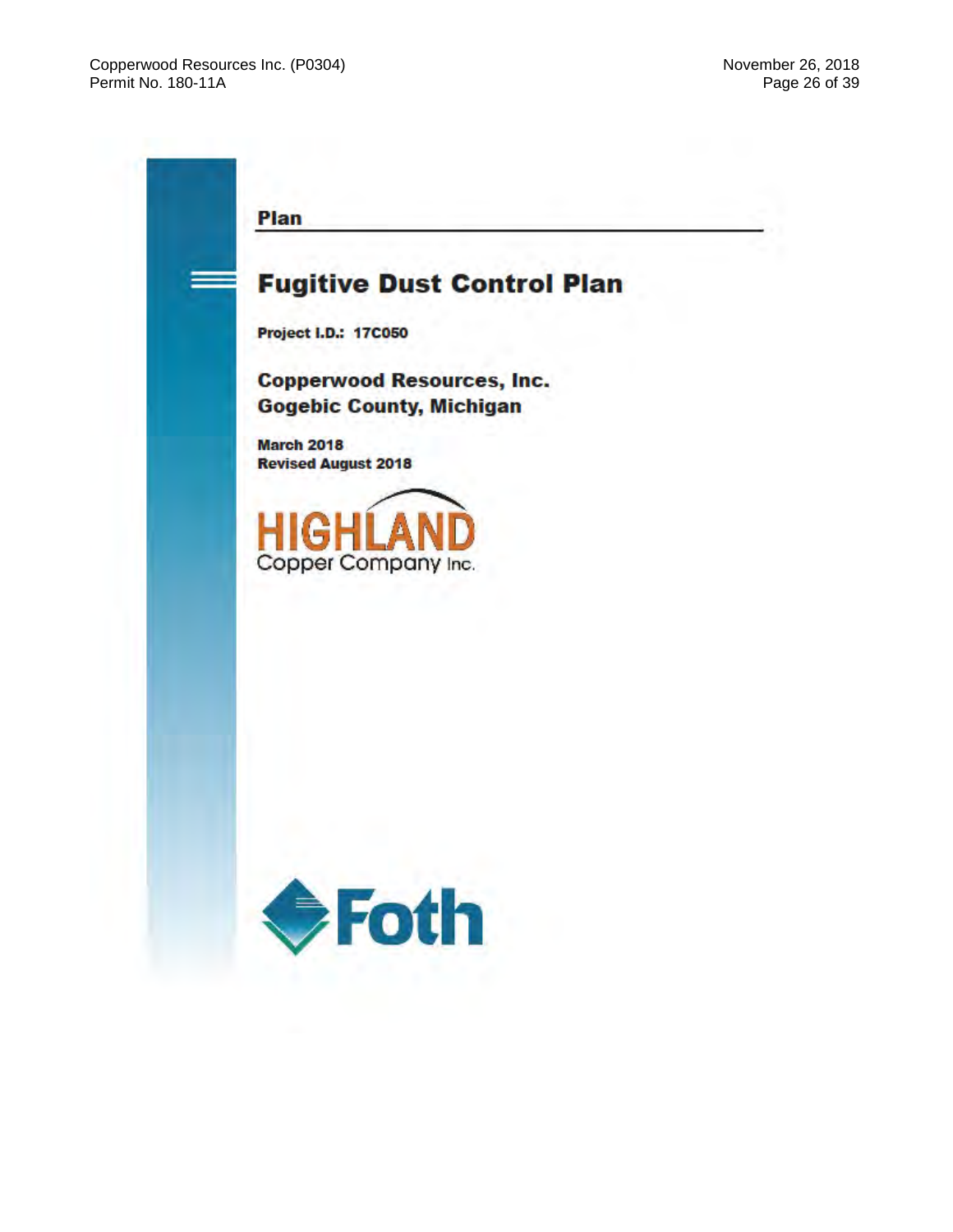Plan

# Fugitive Dust Control Plan

**Project I.D.: 17C050**

**Copperwood Resources, Inc.**
**Gogebic County, Michigan**

**March 2018**
**Revised August 2018**

HIGHLAND
Copper Company Inc.

Foth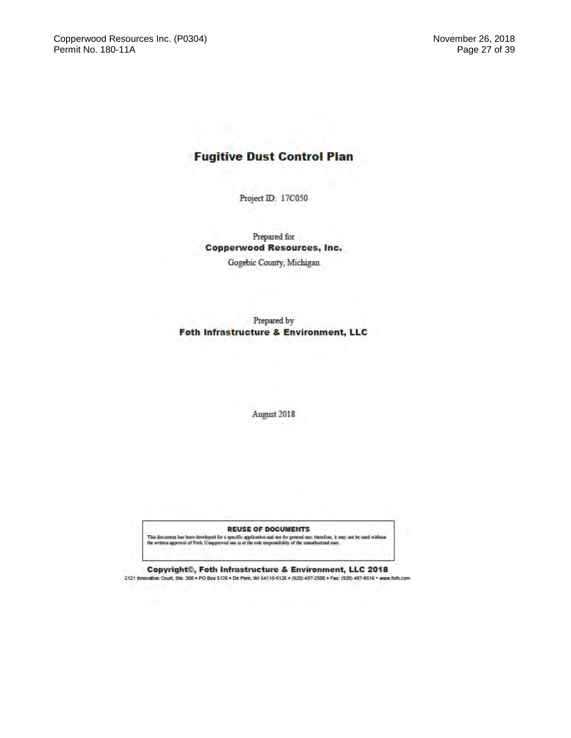# Fugitive Dust Control Plan

Project ID: 17C050

Prepared for

**Copperwood Resources, Inc.**

Gogebic County, Michigan

Prepared by

**Foth Infrastructure & Environment, LLC**

August 2018

**REUSE OF DOCUMENTS**

This document has been developed for a specific application and not for general use; therefore, it may not be used without the written approval of Foth. Unapproved use is at the sole responsibility of the unauthorized user.

**Copyright©, Foth Infrastructure & Environment, LLC 2018**

2121 Innovation Court, Ste. 300 • PO Box 5126 • De Pere, WI 54115-5126 • (920) 497-2500 • Fax: (920) 497-8516 • www.foth.com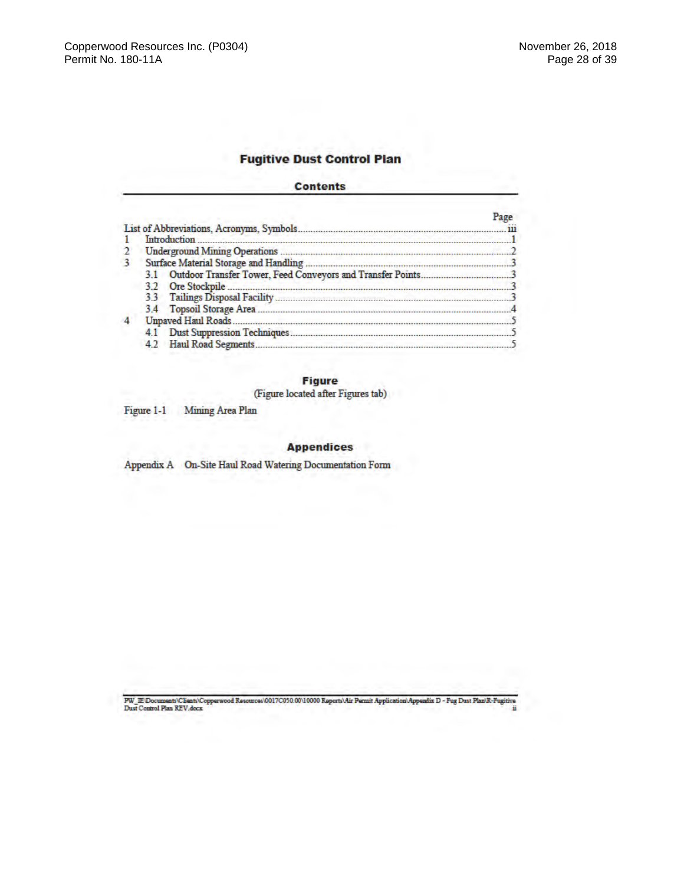# Fugitive Dust Control Plan

## Contents

| | Page |
|---|---|
| List of Abbreviations, Acronyms, Symbols | iii |
| 1 Introduction | 1 |
| 2 Underground Mining Operations | 2 |
| 3 Surface Material Storage and Handling | 3 |
| 3.1 Outdoor Transfer Tower, Feed Conveyors and Transfer Points | 3 |
| 3.2 Ore Stockpile | 3 |
| 3.3 Tailings Disposal Facility | 3 |
| 3.4 Topsoil Storage Area | 4 |
| 4 Unpaved Haul Roads | 5 |
| 4.1 Dust Suppression Techniques | 5 |
| 4.2 Haul Road Segments | 5 |

## Figure

(Figure located after Figures tab)

Figure 1-1 Mining Area Plan

## Appendices

Appendix A On-Site Haul Road Watering Documentation Form

PW_IE\Documents\Clients\Copperwood Resources\0017C050.00\10000 Reports\Air Permit Application\Appendix D - Fug Dust Plan\R-Fugitive Dust Control Plan REV.docx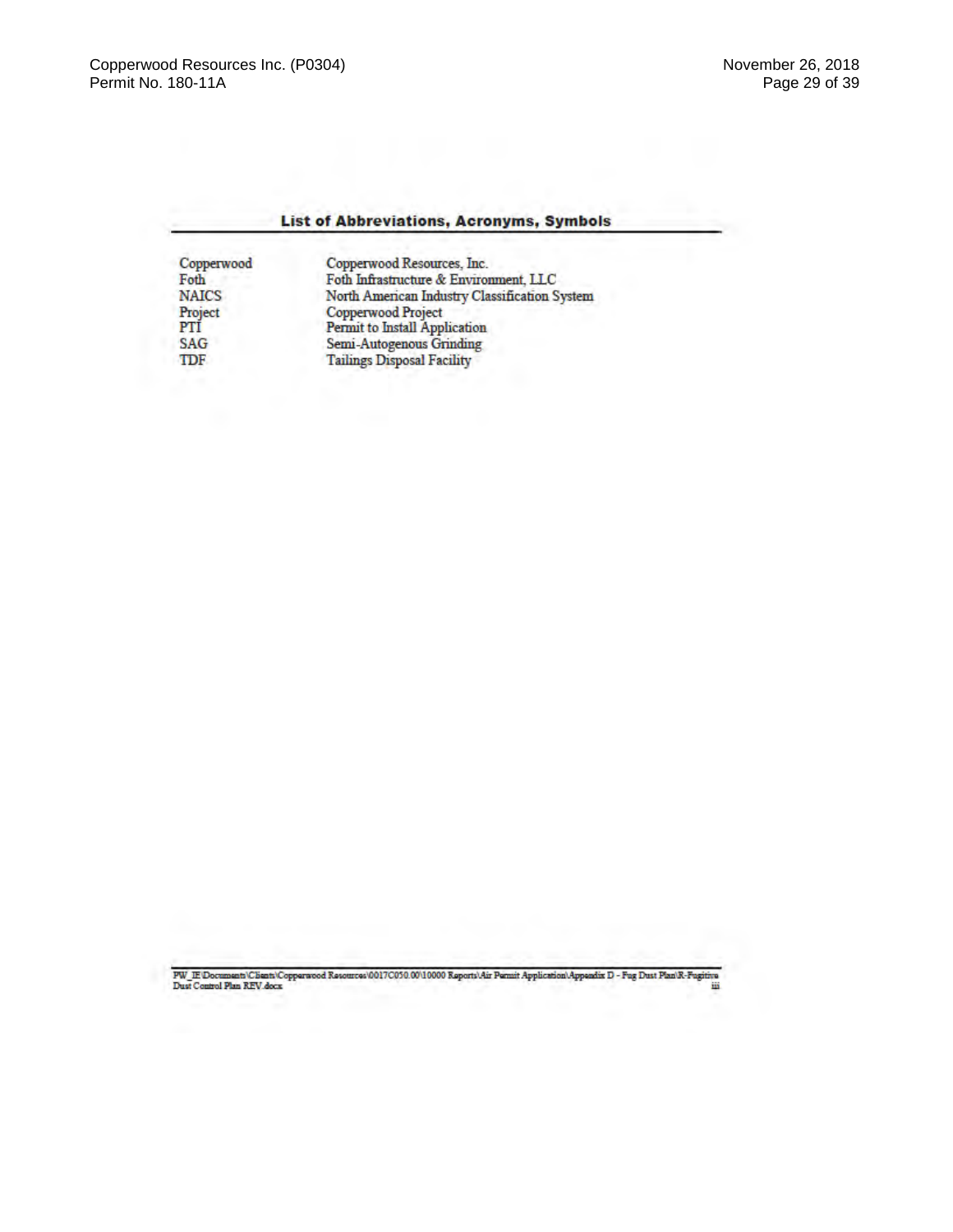## List of Abbreviations, Acronyms, Symbols

| | |
|---|---|
| Copperwood | Copperwood Resources, Inc. |
| Foth | Foth Infrastructure & Environment, LLC |
| NAICS | North American Industry Classification System |
| Project | Copperwood Project |
| PTI | Permit to Install Application |
| SAG | Semi-Autogenous Grinding |
| TDF | Tailings Disposal Facility |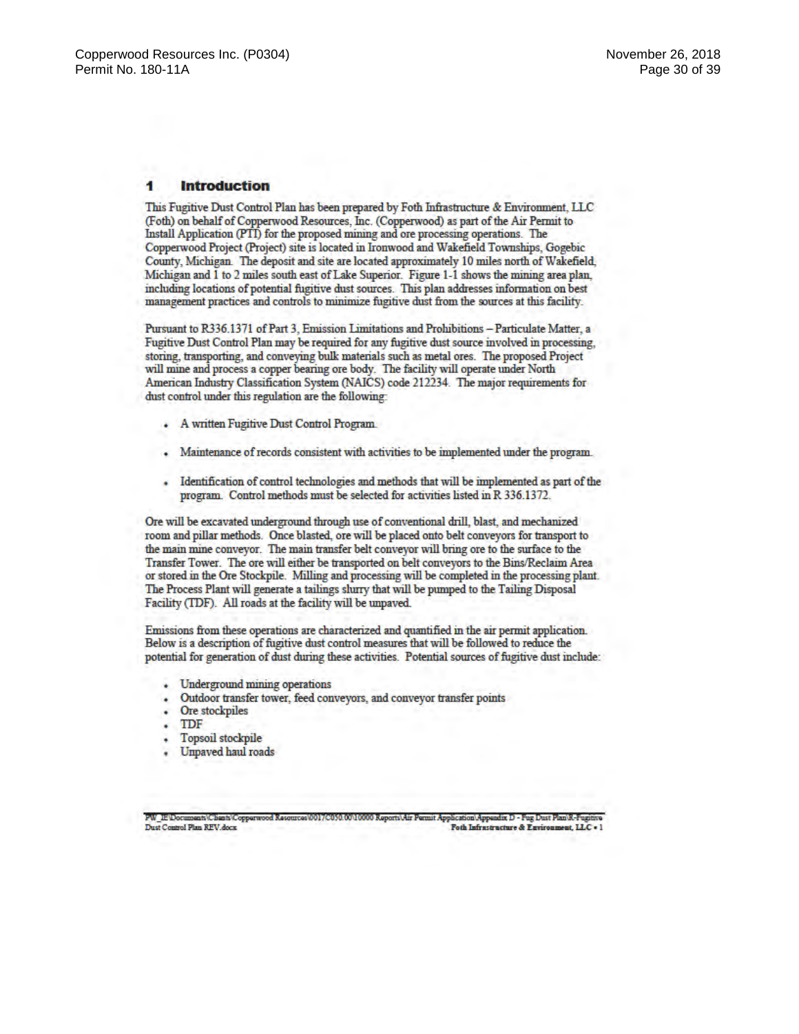## 1 Introduction

This Fugitive Dust Control Plan has been prepared by Foth Infrastructure & Environment, LLC (Foth) on behalf of Copperwood Resources, Inc. (Copperwood) as part of the Air Permit to Install Application (PTI) for the proposed mining and ore processing operations. The Copperwood Project (Project) site is located in Ironwood and Wakefield Townships, Gogebic County, Michigan. The deposit and site are located approximately 10 miles north of Wakefield, Michigan and 1 to 2 miles south east of Lake Superior. Figure 1-1 shows the mining area plan, including locations of potential fugitive dust sources. This plan addresses information on best management practices and controls to minimize fugitive dust from the sources at this facility.

Pursuant to R336.1371 of Part 3, Emission Limitations and Prohibitions – Particulate Matter, a Fugitive Dust Control Plan may be required for any fugitive dust source involved in processing, storing, transporting, and conveying bulk materials such as metal ores. The proposed Project will mine and process a copper bearing ore body. The facility will operate under North American Industry Classification System (NAICS) code 212234. The major requirements for dust control under this regulation are the following:

- A written Fugitive Dust Control Program.
- Maintenance of records consistent with activities to be implemented under the program.
- Identification of control technologies and methods that will be implemented as part of the program. Control methods must be selected for activities listed in R 336.1372.

Ore will be excavated underground through use of conventional drill, blast, and mechanized room and pillar methods. Once blasted, ore will be placed onto belt conveyors for transport to the main mine conveyor. The main transfer belt conveyor will bring ore to the surface to the Transfer Tower. The ore will either be transported on belt conveyors to the Bins/Reclaim Area or stored in the Ore Stockpile. Milling and processing will be completed in the processing plant. The Process Plant will generate a tailings slurry that will be pumped to the Tailing Disposal Facility (TDF). All roads at the facility will be unpaved.

Emissions from these operations are characterized and quantified in the air permit application. Below is a description of fugitive dust control measures that will be followed to reduce the potential for generation of dust during these activities. Potential sources of fugitive dust include:

- Underground mining operations
- Outdoor transfer tower, feed conveyors, and conveyor transfer points
- Ore stockpiles
- TDF
- Topsoil stockpile
- Unpaved haul roads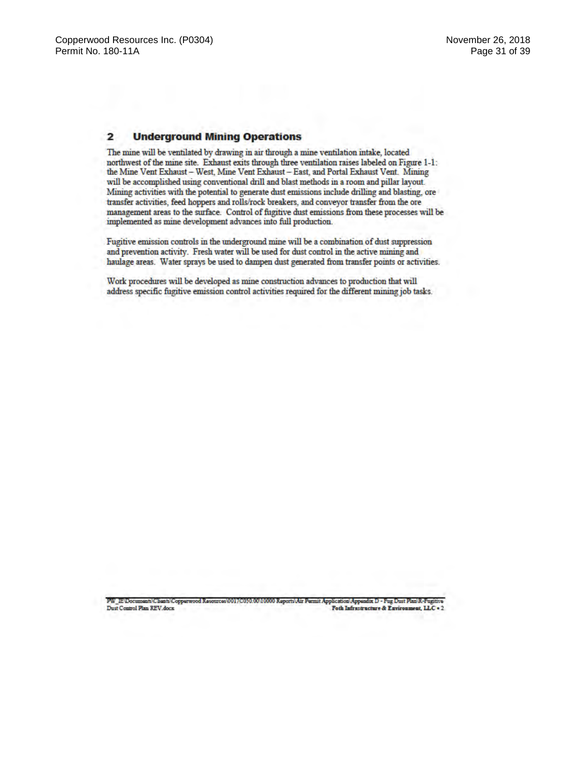## 2 Underground Mining Operations

The mine will be ventilated by drawing in air through a mine ventilation intake, located northwest of the mine site. Exhaust exits through three ventilation raises labeled on Figure 1-1: the Mine Vent Exhaust – West, Mine Vent Exhaust – East, and Portal Exhaust Vent. Mining will be accomplished using conventional drill and blast methods in a room and pillar layout. Mining activities with the potential to generate dust emissions include drilling and blasting, ore transfer activities, feed hoppers and rolls/rock breakers, and conveyor transfer from the ore management areas to the surface. Control of fugitive dust emissions from these processes will be implemented as mine development advances into full production.

Fugitive emission controls in the underground mine will be a combination of dust suppression and prevention activity. Fresh water will be used for dust control in the active mining and haulage areas. Water sprays be used to dampen dust generated from transfer points or activities.

Work procedures will be developed as mine construction advances to production that will address specific fugitive emission control activities required for the different mining job tasks.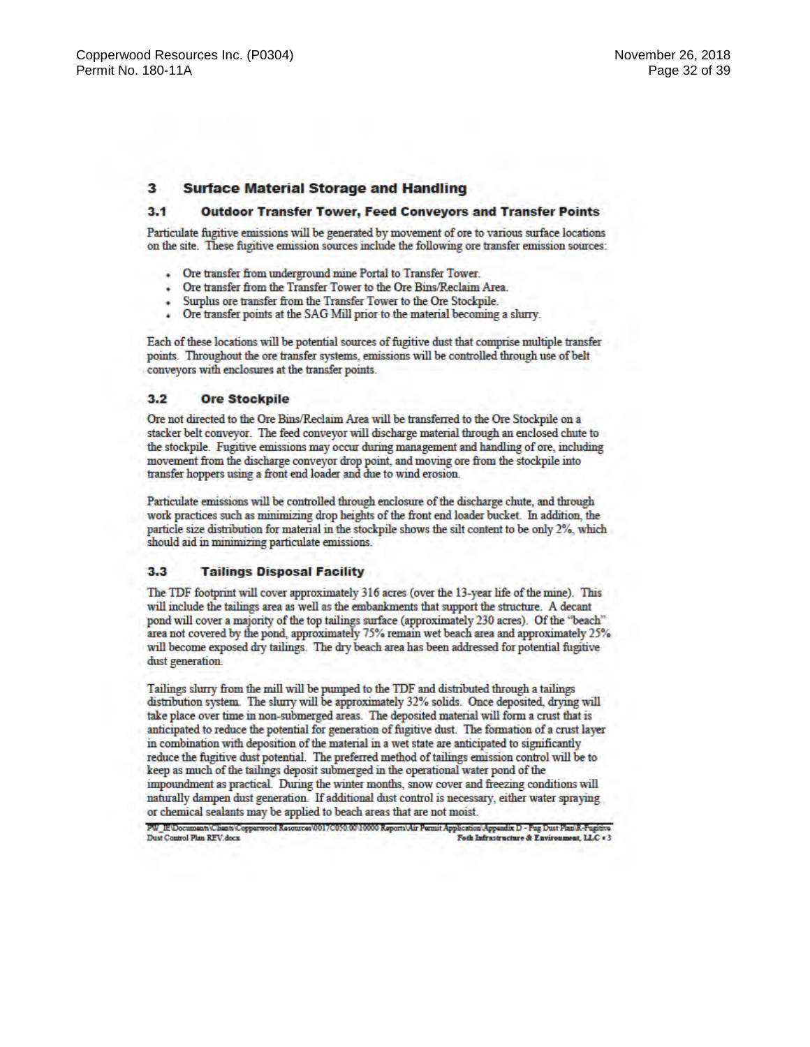## 3 Surface Material Storage and Handling

### 3.1 Outdoor Transfer Tower, Feed Conveyors and Transfer Points

Particulate fugitive emissions will be generated by movement of ore to various surface locations on the site. These fugitive emission sources include the following ore transfer emission sources:

- Ore transfer from underground mine Portal to Transfer Tower.
- Ore transfer from the Transfer Tower to the Ore Bins/Reclaim Area.
- Surplus ore transfer from the Transfer Tower to the Ore Stockpile.
- Ore transfer points at the SAG Mill prior to the material becoming a slurry.

Each of these locations will be potential sources of fugitive dust that comprise multiple transfer points. Throughout the ore transfer systems, emissions will be controlled through use of belt conveyors with enclosures at the transfer points.

### 3.2 Ore Stockpile

Ore not directed to the Ore Bins/Reclaim Area will be transferred to the Ore Stockpile on a stacker belt conveyor. The feed conveyor will discharge material through an enclosed chute to the stockpile. Fugitive emissions may occur during management and handling of ore, including movement from the discharge conveyor drop point, and moving ore from the stockpile into transfer hoppers using a front end loader and due to wind erosion.

Particulate emissions will be controlled through enclosure of the discharge chute, and through work practices such as minimizing drop heights of the front end loader bucket. In addition, the particle size distribution for material in the stockpile shows the silt content to be only 2%, which should aid in minimizing particulate emissions.

### 3.3 Tailings Disposal Facility

The TDF footprint will cover approximately 316 acres (over the 13-year life of the mine). This will include the tailings area as well as the embankments that support the structure. A decant pond will cover a majority of the top tailings surface (approximately 230 acres). Of the "beach" area not covered by the pond, approximately 75% remain wet beach area and approximately 25% will become exposed dry tailings. The dry beach area has been addressed for potential fugitive dust generation.

Tailings slurry from the mill will be pumped to the TDF and distributed through a tailings distribution system. The slurry will be approximately 32% solids. Once deposited, drying will take place over time in non-submerged areas. The deposited material will form a crust that is anticipated to reduce the potential for generation of fugitive dust. The formation of a crust layer in combination with deposition of the material in a wet state are anticipated to significantly reduce the fugitive dust potential. The preferred method of tailings emission control will be to keep as much of the tailings deposit submerged in the operational water pond of the impoundment as practical. During the winter months, snow cover and freezing conditions will naturally dampen dust generation. If additional dust control is necessary, either water spraying or chemical sealants may be applied to beach areas that are not moist.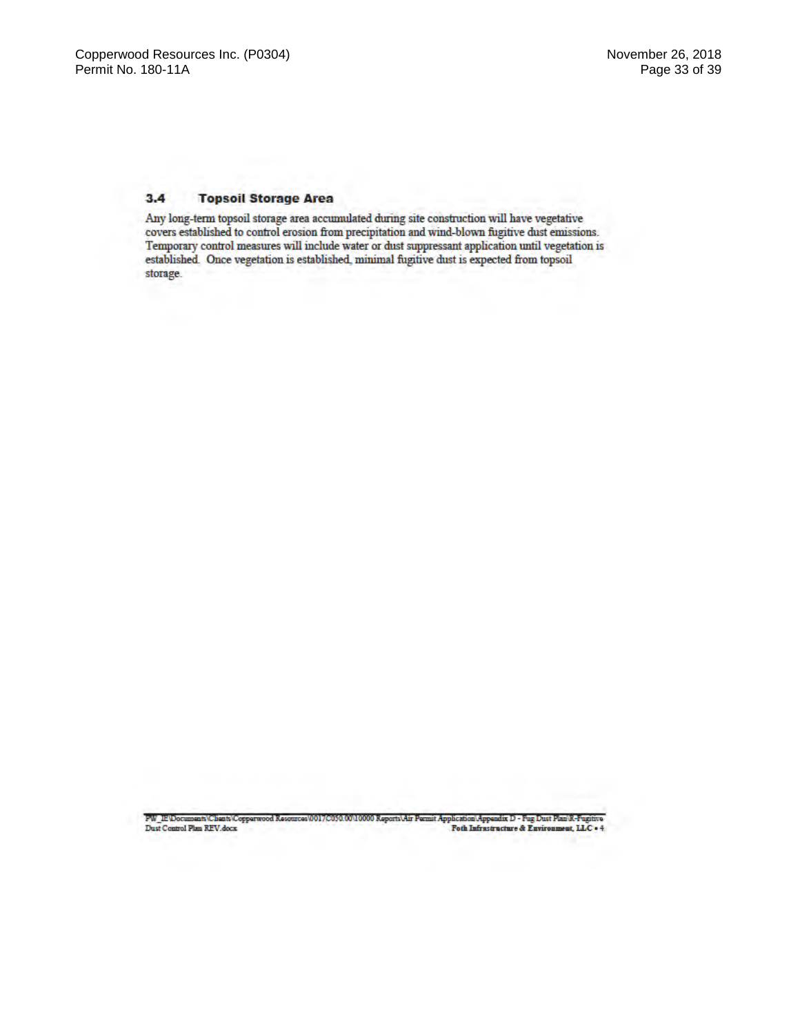### 3.4 Topsoil Storage Area

Any long-term topsoil storage area accumulated during site construction will have vegetative covers established to control erosion from precipitation and wind-blown fugitive dust emissions. Temporary control measures will include water or dust suppressant application until vegetation is established. Once vegetation is established, minimal fugitive dust is expected from topsoil storage.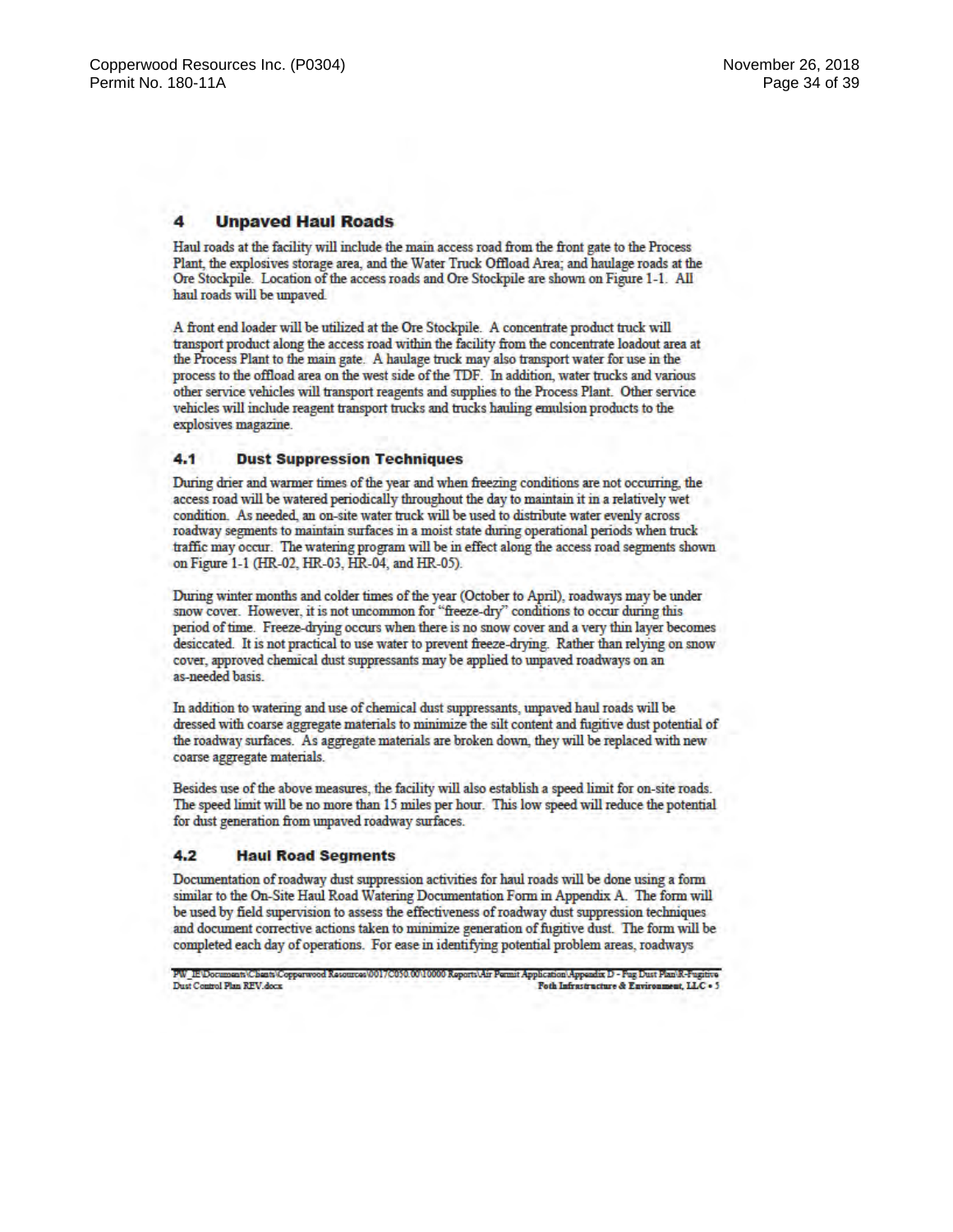## 4 Unpaved Haul Roads

Haul roads at the facility will include the main access road from the front gate to the Process Plant, the explosives storage area, and the Water Truck Offload Area; and haulage roads at the Ore Stockpile. Location of the access roads and Ore Stockpile are shown on Figure 1-1. All haul roads will be unpaved.

A front end loader will be utilized at the Ore Stockpile. A concentrate product truck will transport product along the access road within the facility from the concentrate loadout area at the Process Plant to the main gate. A haulage truck may also transport water for use in the process to the offload area on the west side of the TDF. In addition, water trucks and various other service vehicles will transport reagents and supplies to the Process Plant. Other service vehicles will include reagent transport trucks and trucks hauling emulsion products to the explosives magazine.

### 4.1 Dust Suppression Techniques

During drier and warmer times of the year and when freezing conditions are not occurring, the access road will be watered periodically throughout the day to maintain it in a relatively wet condition. As needed, an on-site water truck will be used to distribute water evenly across roadway segments to maintain surfaces in a moist state during operational periods when truck traffic may occur. The watering program will be in effect along the access road segments shown on Figure 1-1 (HR-02, HR-03, HR-04, and HR-05).

During winter months and colder times of the year (October to April), roadways may be under snow cover. However, it is not uncommon for "freeze-dry" conditions to occur during this period of time. Freeze-drying occurs when there is no snow cover and a very thin layer becomes desiccated. It is not practical to use water to prevent freeze-drying. Rather than relying on snow cover, approved chemical dust suppressants may be applied to unpaved roadways on an as-needed basis.

In addition to watering and use of chemical dust suppressants, unpaved haul roads will be dressed with coarse aggregate materials to minimize the silt content and fugitive dust potential of the roadway surfaces. As aggregate materials are broken down, they will be replaced with new coarse aggregate materials.

Besides use of the above measures, the facility will also establish a speed limit for on-site roads. The speed limit will be no more than 15 miles per hour. This low speed will reduce the potential for dust generation from unpaved roadway surfaces.

### 4.2 Haul Road Segments

Documentation of roadway dust suppression activities for haul roads will be done using a form similar to the On-Site Haul Road Watering Documentation Form in Appendix A. The form will be used by field supervision to assess the effectiveness of roadway dust suppression techniques and document corrective actions taken to minimize generation of fugitive dust. The form will be completed each day of operations. For ease in identifying potential problem areas, roadways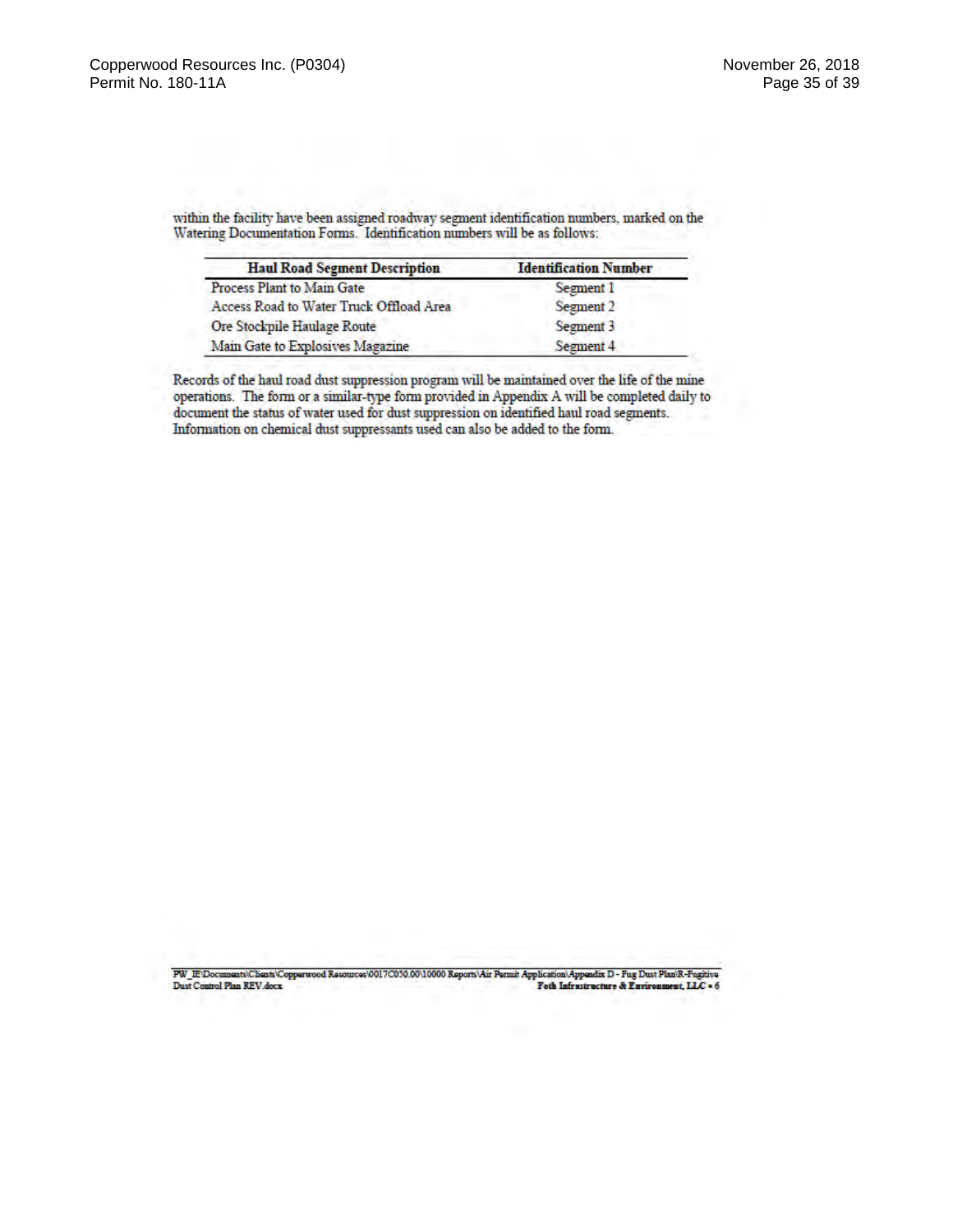within the facility have been assigned roadway segment identification numbers, marked on the Watering Documentation Forms. Identification numbers will be as follows:

| Haul Road Segment Description | Identification Number |
|---|---|
| Process Plant to Main Gate | Segment 1 |
| Access Road to Water Truck Offload Area | Segment 2 |
| Ore Stockpile Haulage Route | Segment 3 |
| Main Gate to Explosives Magazine | Segment 4 |

Records of the haul road dust suppression program will be maintained over the life of the mine operations. The form or a similar-type form provided in Appendix A will be completed daily to document the status of water used for dust suppression on identified haul road segments. Information on chemical dust suppressants used can also be added to the form.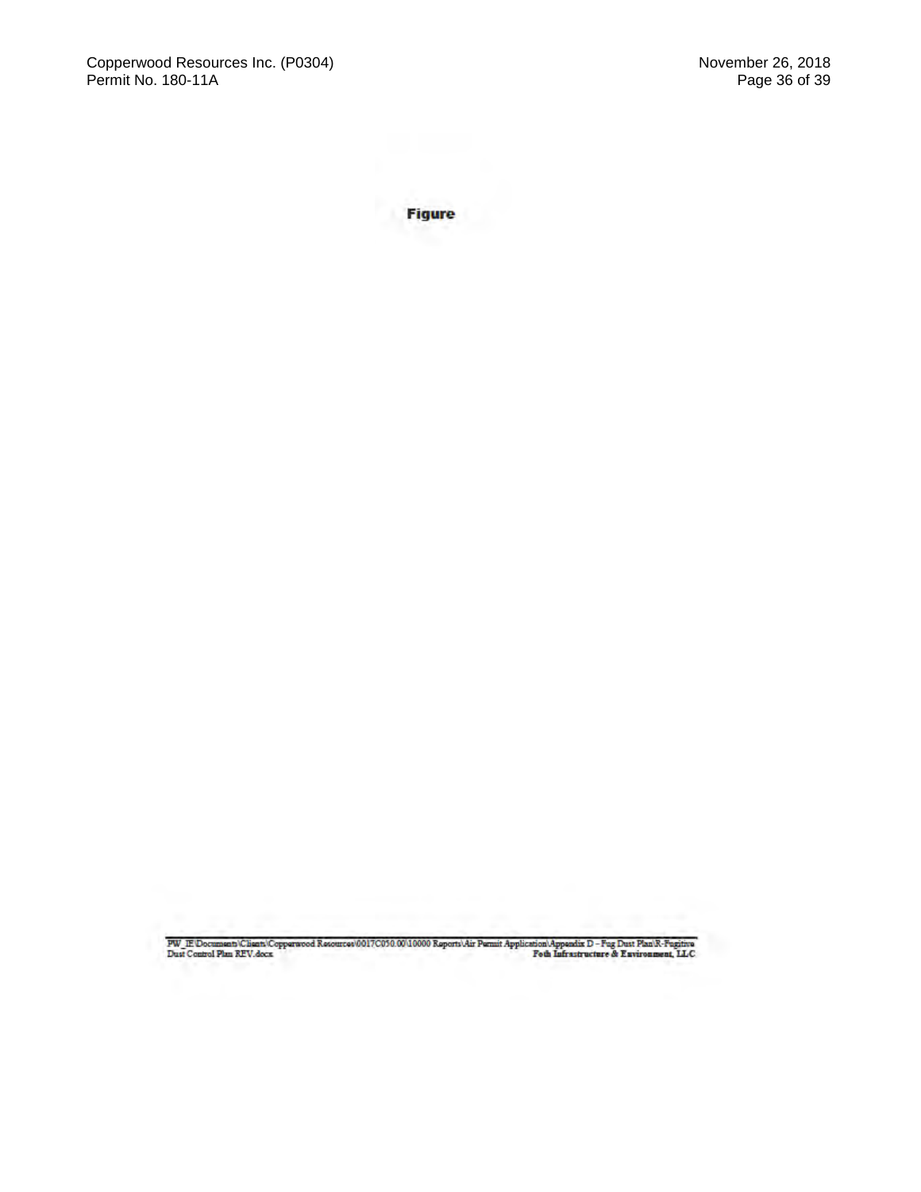**Figure**

PW_IE\Documents\Clients\Copperwood Resources\0017C050.00\10000 Reports\Air Permit Application\Appendix D - Fug Dust Plan\R-Fugitive Dust Control Plan REV.docx

Foth Infrastructure & Environment, LLC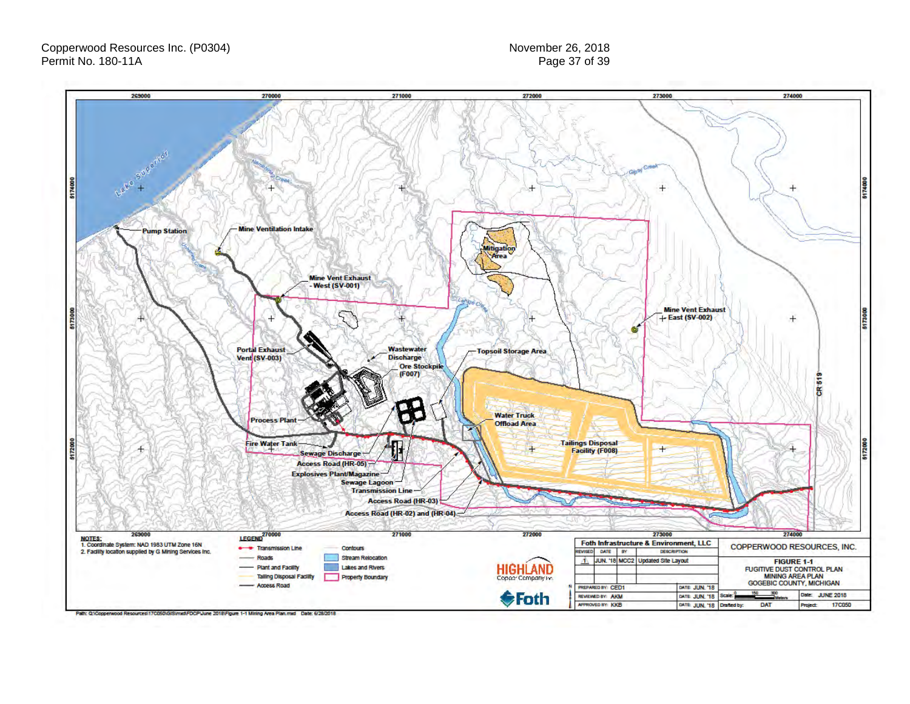Lake Superior

Pump Station

Mine Ventilation Intake

Mine Vent Exhaust - West (SV-001)

Mitigation Area

Mine Vent Exhaust East (SV-002)

Portal Exhaust Vent (SV-003)

Wastewater Discharge

Ore Stockpile (F007)

Topsoil Storage Area

Process Plant

Water Truck Offload Area

Fire Water Tank

Tailings Disposal Facility (F008)

Sewage Discharge

Access Road (HR-05)

Explosives Plant/Magazine

Sewage Lagoon

Transmission Line

Access Road (HR-03)

Access Road (HR-02) and (HR-04)

CR 519

**NOTES:**

1. Coordinate System: NAD 1983 UTM Zone 16N
2. Facility location supplied by G Mining Services Inc.

**LEGEND**

- Transmission Line
- Roads
- Plant and Facility
- Tailing Disposal Facility
- Access Road
- Contours
- Stream Relocation
- Lakes and Rivers
- Property Boundary

HIGHLAND Copper Company Inc.

Foth

| Foth Infrastructure & Environment, LLC | | | |
|---|---|---|---|
| REVISED | DATE | BY | DESCRIPTION |
| 1 | JUN. '18 | MCC2 | Updated Site Layout |

| | |
|---|---|
| PREPARED BY: CED1 | DATE: JUN. '18 |
| REVIEWED BY: AKM | DATE: JUN. '18 |
| APPROVED BY: KKB | DATE: JUN. '18 |

COPPERWOOD RESOURCES, INC.

FIGURE 1-1
FUGITIVE DUST CONTROL PLAN
MINING AREA PLAN
GOGEBIC COUNTY, MICHIGAN

| | | | |
|---|---|---|---|
| Scale: 0 150 300 Meters | | Date: | JUNE 2018 |
| Drafted by: | DAT | Project: | 17C050 |

Path: Q:\Copperwood Resources\17C050\GIS\mxd\FDCP\June 2018\Figure 1-1 Mining Area Plan.mxd Date: 6/28/2018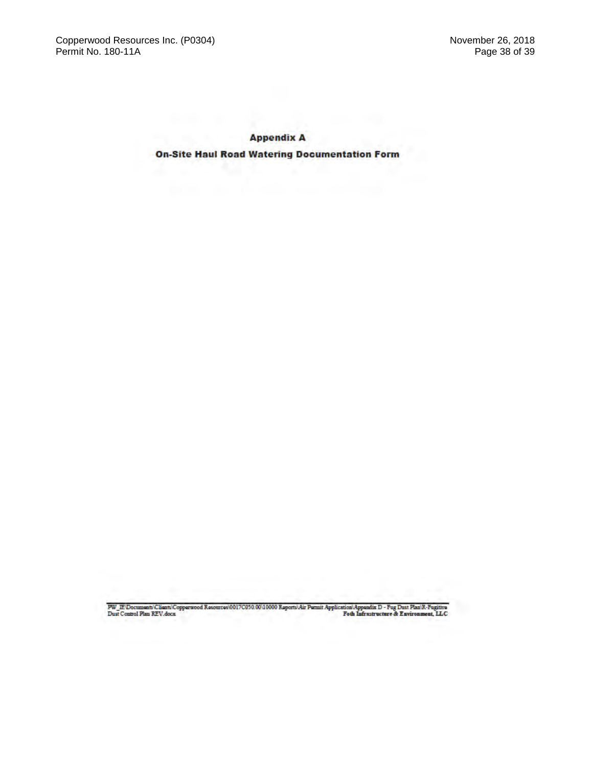## Appendix A

### On-Site Haul Road Watering Documentation Form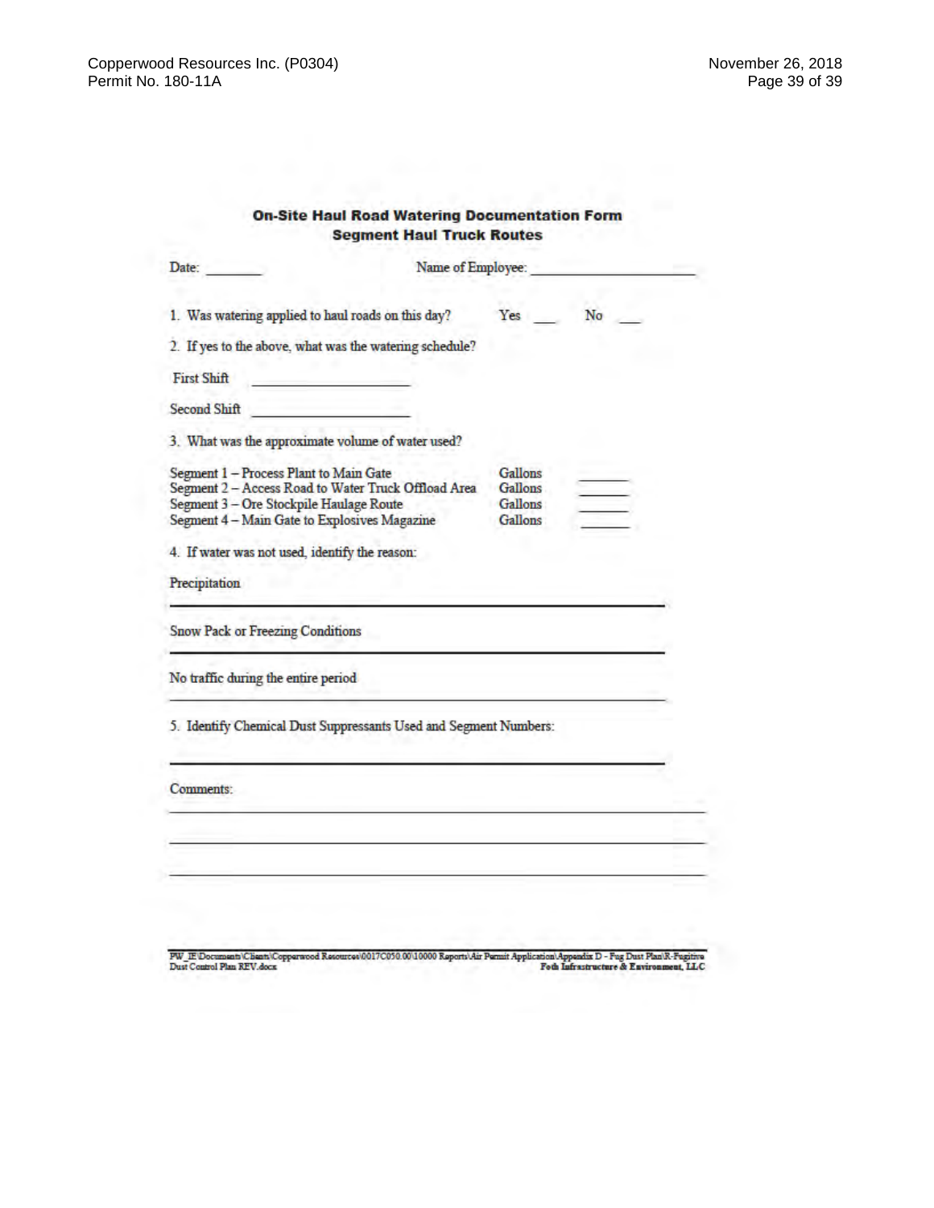## On-Site Haul Road Watering Documentation Form
## Segment Haul Truck Routes

Date: _______ Name of Employee: ____________________

1. Was watering applied to haul roads on this day? Yes ___ No ___

2. If yes to the above, what was the watering schedule?

First Shift ____________________

Second Shift ____________________

3. What was the approximate volume of water used?

| | | |
|---|---|---|
| Segment 1 – Process Plant to Main Gate | Gallons | ______ |
| Segment 2 – Access Road to Water Truck Offload Area | Gallons | ______ |
| Segment 3 – Ore Stockpile Haulage Route | Gallons | ______ |
| Segment 4 – Main Gate to Explosives Magazine | Gallons | ______ |

4. If water was not used, identify the reason:

Precipitation

______________________________________________________________

Snow Pack or Freezing Conditions

______________________________________________________________

No traffic during the entire period

______________________________________________________________

5. Identify Chemical Dust Suppressants Used and Segment Numbers:

______________________________________________________________

Comments:

______________________________________________________________

______________________________________________________________

______________________________________________________________

PW_IE\Documents\Clients\Copperwood Resources\0017C050.00\10000 Reports\Air Permit Application\Appendix D - Fug Dust Plan\R-Fugitive Dust Control Plan REV.docx

Foth Infrastructure & Environment, LLC